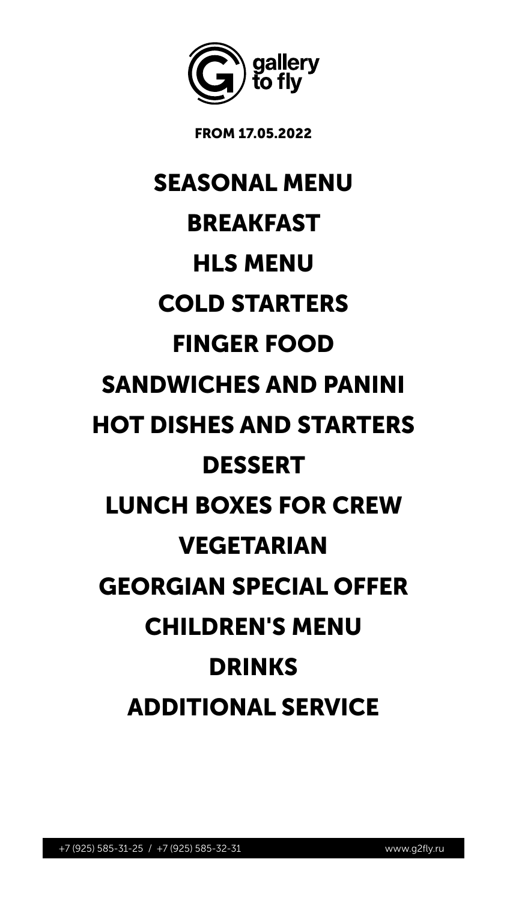gallery to fly

**FROM 17.05.2022**

## SEASONAL MENU

## BREAKFAST

## HLS MENU

## COLD STARTERS

## FINGER FOOD

## SANDWICHES AND PANINI

## HOT DISHES AND STARTERS

## DESSERT

## LUNCH BOXES FOR CREW

## VEGETARIAN

## GEORGIAN SPECIAL OFFER

## CHILDREN'S MENU

## DRINKS

## ADDITIONAL SERVICE

+7 (925) 585-31-25 / +7 (925) 585-32-31 www.g2fly.ru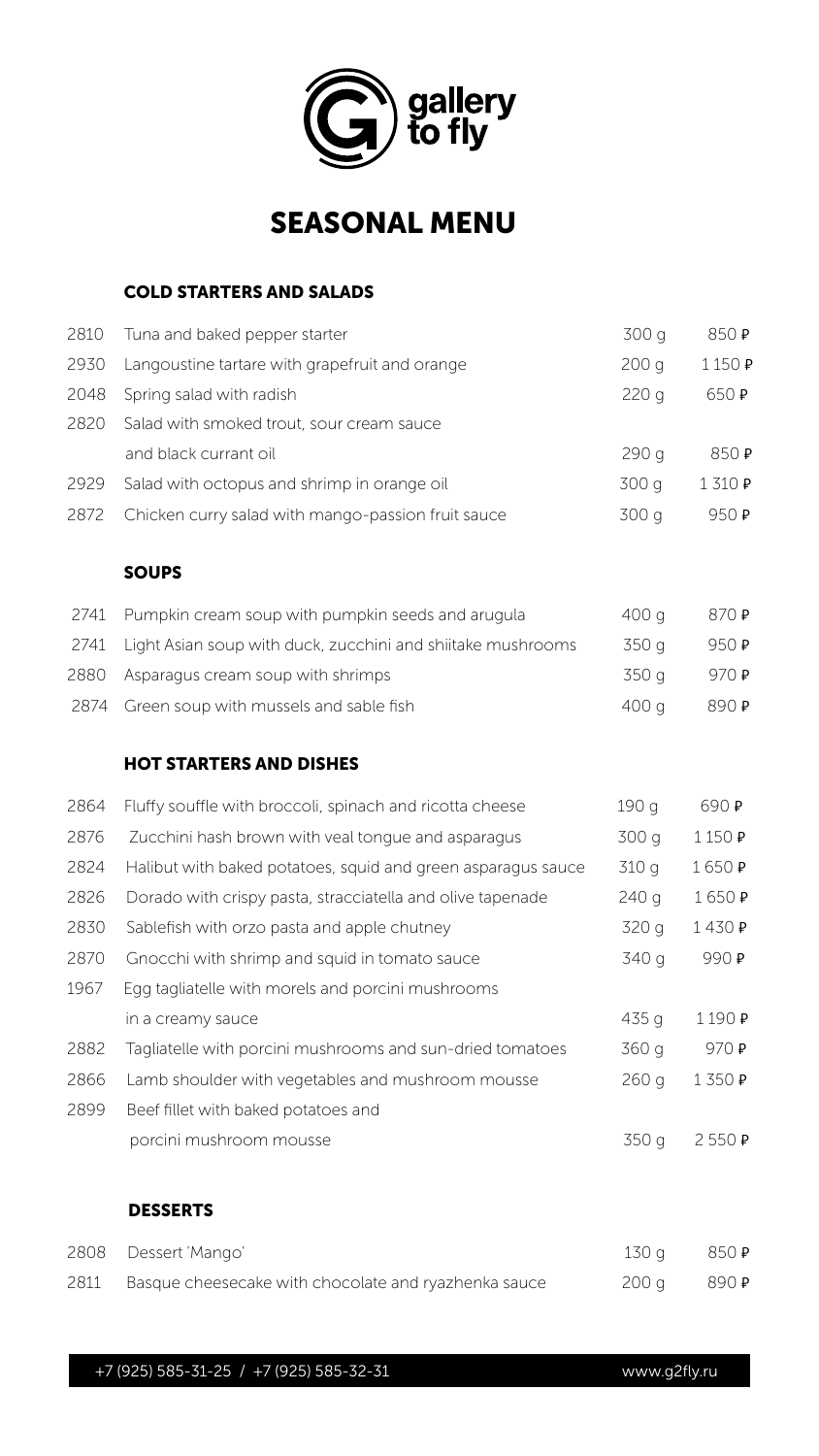gallery to fly

# SEASONAL MENU

## COLD STARTERS AND SALADS

| | | | |
|---|---|---|---|
| 2810 | Tuna and baked pepper starter | 300 g | 850 ₽ |
| 2930 | Langoustine tartare with grapefruit and orange | 200 g | 1 150 ₽ |
| 2048 | Spring salad with radish | 220 g | 650 ₽ |
| 2820 | Salad with smoked trout, sour cream sauce and black currant oil | 290 g | 850 ₽ |
| 2929 | Salad with octopus and shrimp in orange oil | 300 g | 1 310 ₽ |
| 2872 | Chicken curry salad with mango-passion fruit sauce | 300 g | 950 ₽ |

## SOUPS

| | | | |
|---|---|---|---|
| 2741 | Pumpkin cream soup with pumpkin seeds and arugula | 400 g | 870 ₽ |
| 2741 | Light Asian soup with duck, zucchini and shiitake mushrooms | 350 g | 950 ₽ |
| 2880 | Asparagus cream soup with shrimps | 350 g | 970 ₽ |
| 2874 | Green soup with mussels and sable fish | 400 g | 890 ₽ |

## HOT STARTERS AND DISHES

| | | | |
|---|---|---|---|
| 2864 | Fluffy souffle with broccoli, spinach and ricotta cheese | 190 g | 690 ₽ |
| 2876 | Zucchini hash brown with veal tongue and asparagus | 300 g | 1 150 ₽ |
| 2824 | Halibut with baked potatoes, squid and green asparagus sauce | 310 g | 1 650 ₽ |
| 2826 | Dorado with crispy pasta, stracciatella and olive tapenade | 240 g | 1 650 ₽ |
| 2830 | Sablefish with orzo pasta and apple chutney | 320 g | 1 430 ₽ |
| 2870 | Gnocchi with shrimp and squid in tomato sauce | 340 g | 990 ₽ |
| 1967 | Egg tagliatelle with morels and porcini mushrooms in a creamy sauce | 435 g | 1 190 ₽ |
| 2882 | Tagliatelle with porcini mushrooms and sun-dried tomatoes | 360 g | 970 ₽ |
| 2866 | Lamb shoulder with vegetables and mushroom mousse | 260 g | 1 350 ₽ |
| 2899 | Beef fillet with baked potatoes and porcini mushroom mousse | 350 g | 2 550 ₽ |

## DESSERTS

| | | | |
|---|---|---|---|
| 2808 | Dessert 'Mango' | 130 g | 850 ₽ |
| 2811 | Basque cheesecake with chocolate and ryazhenka sauce | 200 g | 890 ₽ |

+7 (925) 585-31-25 / +7 (925) 585-32-31 www.g2fly.ru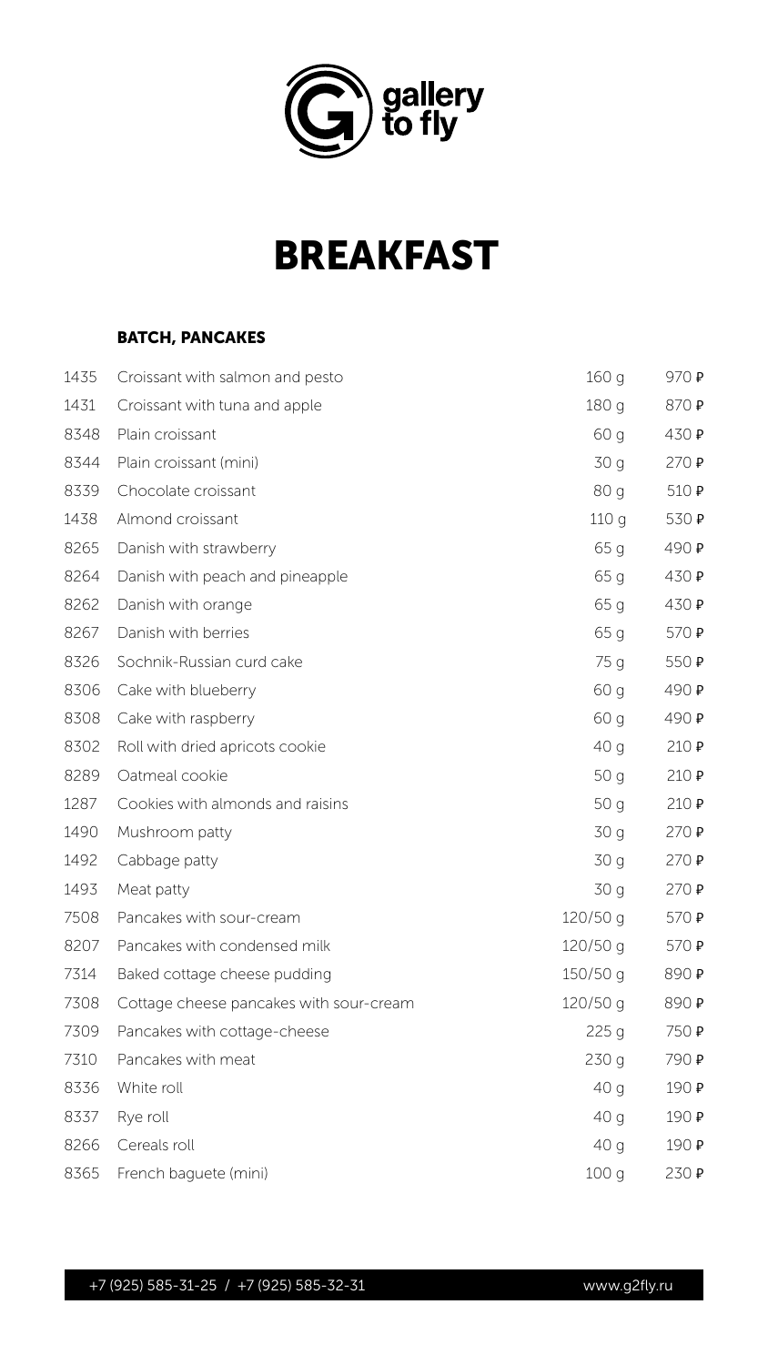gallery to fly

# BREAKFAST

### BATCH, PANCAKES

| | | | |
|---|---|---|---|
| 1435 | Croissant with salmon and pesto | 160 g | 970 ₽ |
| 1431 | Croissant with tuna and apple | 180 g | 870 ₽ |
| 8348 | Plain croissant | 60 g | 430 ₽ |
| 8344 | Plain croissant (mini) | 30 g | 270 ₽ |
| 8339 | Chocolate croissant | 80 g | 510 ₽ |
| 1438 | Almond croissant | 110 g | 530 ₽ |
| 8265 | Danish with strawberry | 65 g | 490 ₽ |
| 8264 | Danish with peach and pineapple | 65 g | 430 ₽ |
| 8262 | Danish with orange | 65 g | 430 ₽ |
| 8267 | Danish with berries | 65 g | 570 ₽ |
| 8326 | Sochnik-Russian curd cake | 75 g | 550 ₽ |
| 8306 | Cake with blueberry | 60 g | 490 ₽ |
| 8308 | Cake with raspberry | 60 g | 490 ₽ |
| 8302 | Roll with dried apricots cookie | 40 g | 210 ₽ |
| 8289 | Oatmeal cookie | 50 g | 210 ₽ |
| 1287 | Cookies with almonds and raisins | 50 g | 210 ₽ |
| 1490 | Mushroom patty | 30 g | 270 ₽ |
| 1492 | Cabbage patty | 30 g | 270 ₽ |
| 1493 | Meat patty | 30 g | 270 ₽ |
| 7508 | Pancakes with sour-cream | 120/50 g | 570 ₽ |
| 8207 | Pancakes with condensed milk | 120/50 g | 570 ₽ |
| 7314 | Baked cottage cheese pudding | 150/50 g | 890 ₽ |
| 7308 | Cottage cheese pancakes with sour-cream | 120/50 g | 890 ₽ |
| 7309 | Pancakes with cottage-cheese | 225 g | 750 ₽ |
| 7310 | Pancakes with meat | 230 g | 790 ₽ |
| 8336 | White roll | 40 g | 190 ₽ |
| 8337 | Rye roll | 40 g | 190 ₽ |
| 8266 | Cereals roll | 40 g | 190 ₽ |
| 8365 | French baguete (mini) | 100 g | 230 ₽ |

+7 (925) 585-31-25 / +7 (925) 585-32-31 www.g2fly.ru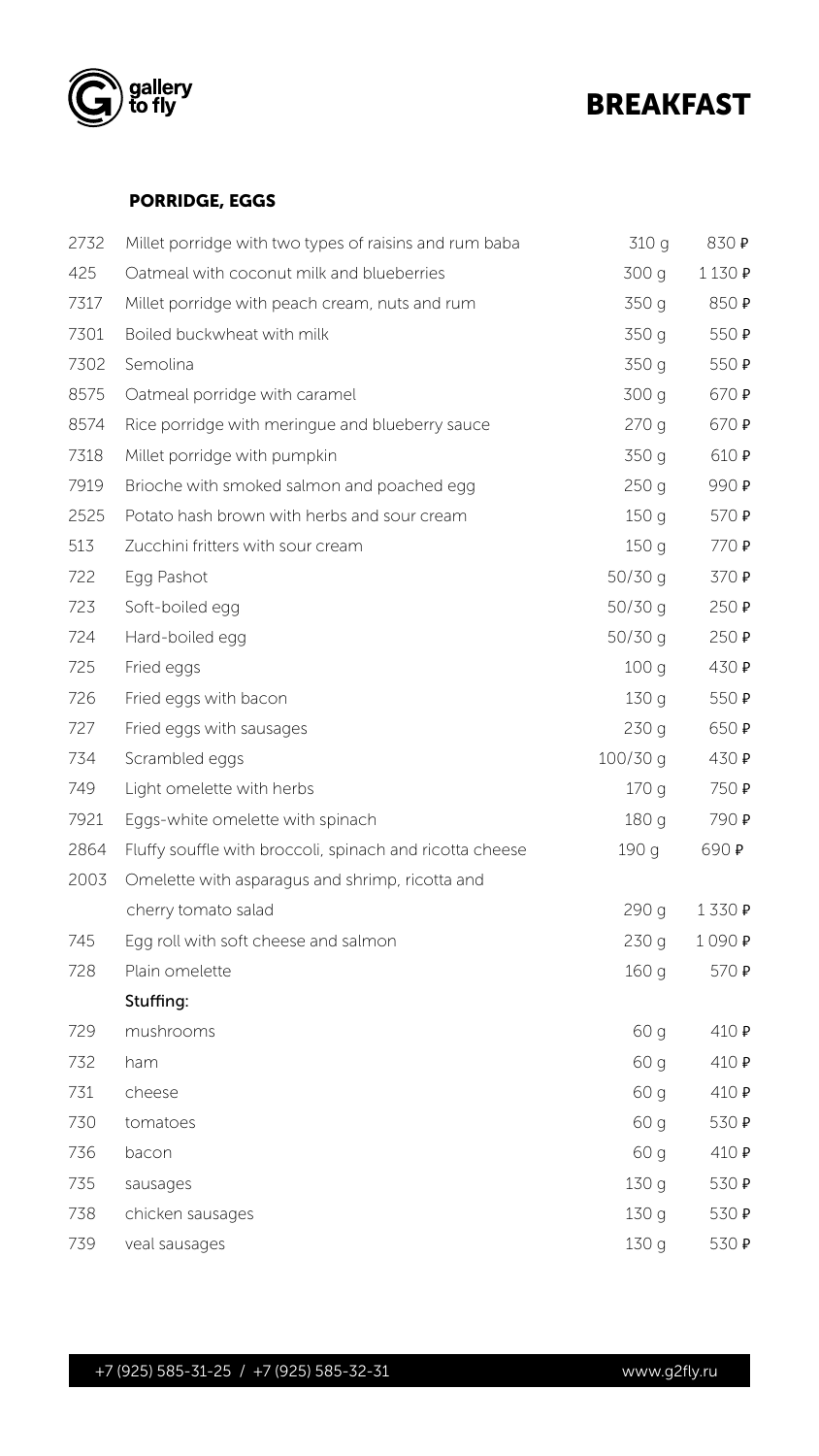# BREAKFAST

## PORRIDGE, EGGS

| | | | |
|---|---|---|---|
| 2732 | Millet porridge with two types of raisins and rum baba | 310 g | 830 ₽ |
| 425 | Oatmeal with coconut milk and blueberries | 300 g | 1 130 ₽ |
| 7317 | Millet porridge with peach cream, nuts and rum | 350 g | 850 ₽ |
| 7301 | Boiled buckwheat with milk | 350 g | 550 ₽ |
| 7302 | Semolina | 350 g | 550 ₽ |
| 8575 | Oatmeal porridge with caramel | 300 g | 670 ₽ |
| 8574 | Rice porridge with meringue and blueberry sauce | 270 g | 670 ₽ |
| 7318 | Millet porridge with pumpkin | 350 g | 610 ₽ |
| 7919 | Brioche with smoked salmon and poached egg | 250 g | 990 ₽ |
| 2525 | Potato hash brown with herbs and sour cream | 150 g | 570 ₽ |
| 513 | Zucchini fritters with sour cream | 150 g | 770 ₽ |
| 722 | Egg Pashot | 50/30 g | 370 ₽ |
| 723 | Soft-boiled egg | 50/30 g | 250 ₽ |
| 724 | Hard-boiled egg | 50/30 g | 250 ₽ |
| 725 | Fried eggs | 100 g | 430 ₽ |
| 726 | Fried eggs with bacon | 130 g | 550 ₽ |
| 727 | Fried eggs with sausages | 230 g | 650 ₽ |
| 734 | Scrambled eggs | 100/30 g | 430 ₽ |
| 749 | Light omelette with herbs | 170 g | 750 ₽ |
| 7921 | Eggs-white omelette with spinach | 180 g | 790 ₽ |
| 2864 | Fluffy souffle with broccoli, spinach and ricotta cheese | 190 g | 690 ₽ |
| 2003 | Omelette with asparagus and shrimp, ricotta and cherry tomato salad | 290 g | 1 330 ₽ |
| 745 | Egg roll with soft cheese and salmon | 230 g | 1 090 ₽ |
| 728 | Plain omelette | 160 g | 570 ₽ |
| | **Stuffing:** | | |
| 729 | mushrooms | 60 g | 410 ₽ |
| 732 | ham | 60 g | 410 ₽ |
| 731 | cheese | 60 g | 410 ₽ |
| 730 | tomatoes | 60 g | 530 ₽ |
| 736 | bacon | 60 g | 410 ₽ |
| 735 | sausages | 130 g | 530 ₽ |
| 738 | chicken sausages | 130 g | 530 ₽ |
| 739 | veal sausages | 130 g | 530 ₽ |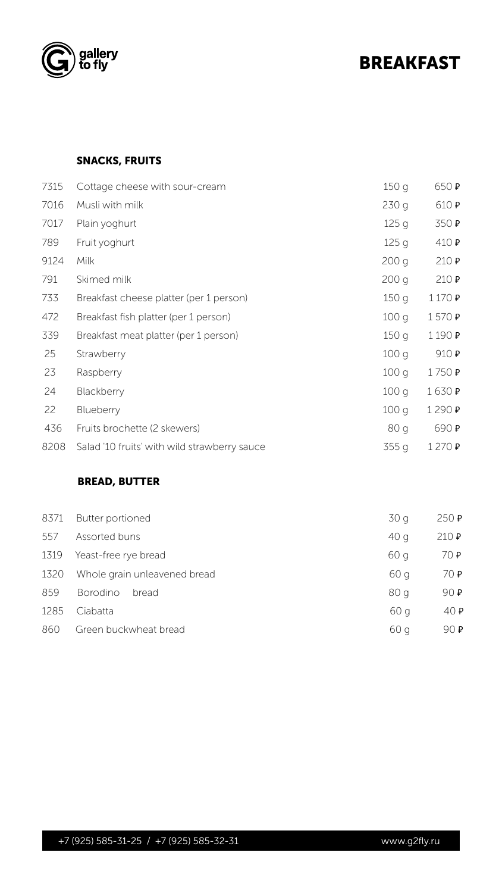# BREAKFAST

## SNACKS, FRUITS

| Code | Item | Weight | Price |
|---|---|---|---|
| 7315 | Cottage cheese with sour-cream | 150 g | 650 ₽ |
| 7016 | Musli with milk | 230 g | 610 ₽ |
| 7017 | Plain yoghurt | 125 g | 350 ₽ |
| 789 | Fruit yoghurt | 125 g | 410 ₽ |
| 9124 | Milk | 200 g | 210 ₽ |
| 791 | Skimed milk | 200 g | 210 ₽ |
| 733 | Breakfast cheese platter (per 1 person) | 150 g | 1 170 ₽ |
| 472 | Breakfast fish platter (per 1 person) | 100 g | 1 570 ₽ |
| 339 | Breakfast meat platter (per 1 person) | 150 g | 1 190 ₽ |
| 25 | Strawberry | 100 g | 910 ₽ |
| 23 | Raspberry | 100 g | 1 750 ₽ |
| 24 | Blackberry | 100 g | 1 630 ₽ |
| 22 | Blueberry | 100 g | 1 290 ₽ |
| 436 | Fruits brochette (2 skewers) | 80 g | 690 ₽ |
| 8208 | Salad '10 fruits' with wild strawberry sauce | 355 g | 1 270 ₽ |

## BREAD, BUTTER

| Code | Item | Weight | Price |
|---|---|---|---|
| 8371 | Butter portioned | 30 g | 250 ₽ |
| 557 | Assorted buns | 40 g | 210 ₽ |
| 1319 | Yeast-free rye bread | 60 g | 70 ₽ |
| 1320 | Whole grain unleavened bread | 60 g | 70 ₽ |
| 859 | Borodino bread | 80 g | 90 ₽ |
| 1285 | Ciabatta | 60 g | 40 ₽ |
| 860 | Green buckwheat bread | 60 g | 90 ₽ |

+7 (925) 585-31-25 / +7 (925) 585-32-31 www.g2fly.ru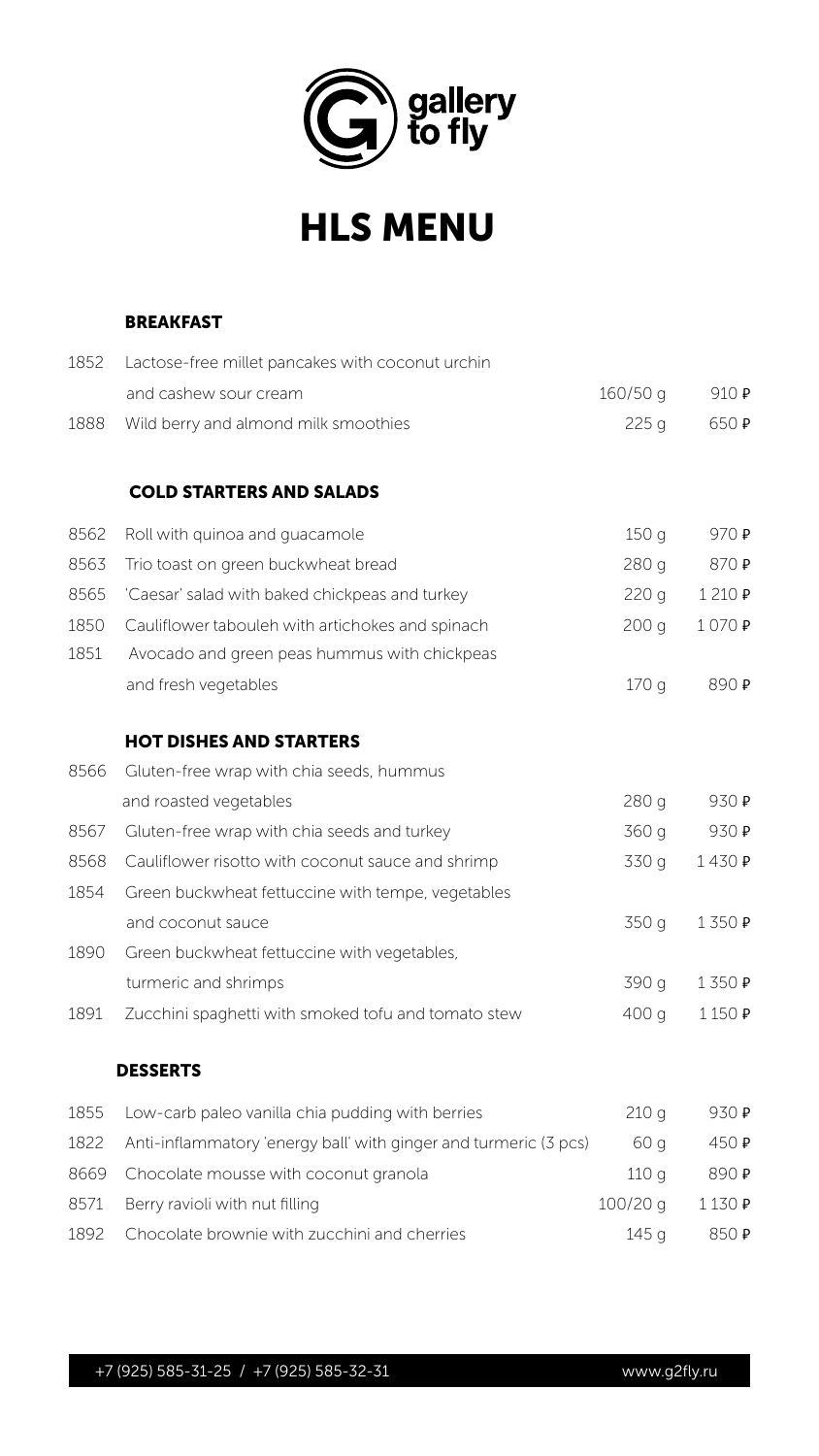gallery to fly

# HLS MENU

## BREAKFAST

| Code | Dish | Weight | Price |
|---|---|---|---|
| 1852 | Lactose-free millet pancakes with coconut urchin and cashew sour cream | 160/50 g | 910 ₽ |
| 1888 | Wild berry and almond milk smoothies | 225 g | 650 ₽ |

## COLD STARTERS AND SALADS

| Code | Dish | Weight | Price |
|---|---|---|---|
| 8562 | Roll with quinoa and guacamole | 150 g | 970 ₽ |
| 8563 | Trio toast on green buckwheat bread | 280 g | 870 ₽ |
| 8565 | 'Caesar' salad with baked chickpeas and turkey | 220 g | 1 210 ₽ |
| 1850 | Cauliflower tabouleh with artichokes and spinach | 200 g | 1 070 ₽ |
| 1851 | Avocado and green peas hummus with chickpeas and fresh vegetables | 170 g | 890 ₽ |

## HOT DISHES AND STARTERS

| Code | Dish | Weight | Price |
|---|---|---|---|
| 8566 | Gluten-free wrap with chia seeds, hummus and roasted vegetables | 280 g | 930 ₽ |
| 8567 | Gluten-free wrap with chia seeds and turkey | 360 g | 930 ₽ |
| 8568 | Cauliflower risotto with coconut sauce and shrimp | 330 g | 1 430 ₽ |
| 1854 | Green buckwheat fettuccine with tempe, vegetables and coconut sauce | 350 g | 1 350 ₽ |
| 1890 | Green buckwheat fettuccine with vegetables, turmeric and shrimps | 390 g | 1 350 ₽ |
| 1891 | Zucchini spaghetti with smoked tofu and tomato stew | 400 g | 1 150 ₽ |

## DESSERTS

| Code | Dish | Weight | Price |
|---|---|---|---|
| 1855 | Low-carb paleo vanilla chia pudding with berries | 210 g | 930 ₽ |
| 1822 | Anti-inflammatory 'energy ball' with ginger and turmeric (3 pcs) | 60 g | 450 ₽ |
| 8669 | Chocolate mousse with coconut granola | 110 g | 890 ₽ |
| 8571 | Berry ravioli with nut filling | 100/20 g | 1 130 ₽ |
| 1892 | Chocolate brownie with zucchini and cherries | 145 g | 850 ₽ |

+7 (925) 585-31-25 / +7 (925) 585-32-31 www.g2fly.ru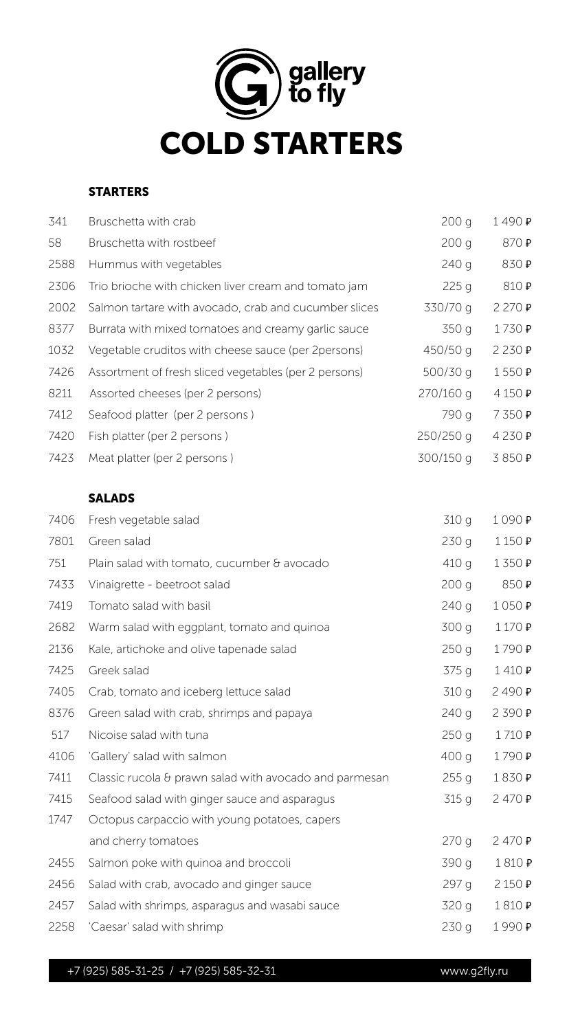gallery to fly

# COLD STARTERS

## STARTERS

| | | | |
|---|---|---|---|
| 341 | Bruschetta with crab | 200 g | 1 490 ₽ |
| 58 | Bruschetta with rostbeef | 200 g | 870 ₽ |
| 2588 | Hummus with vegetables | 240 g | 830 ₽ |
| 2306 | Trio brioche with chicken liver cream and tomato jam | 225 g | 810 ₽ |
| 2002 | Salmon tartare with avocado, crab and cucumber slices | 330/70 g | 2 270 ₽ |
| 8377 | Burrata with mixed tomatoes and creamy garlic sauce | 350 g | 1 730 ₽ |
| 1032 | Vegetable crudites with cheese sauce (per 2persons) | 450/50 g | 2 230 ₽ |
| 7426 | Assortment of fresh sliced vegetables (per 2 persons) | 500/30 g | 1 550 ₽ |
| 8211 | Assorted cheeses (per 2 persons) | 270/160 g | 4 150 ₽ |
| 7412 | Seafood platter (per 2 persons ) | 790 g | 7 350 ₽ |
| 7420 | Fish platter (per 2 persons ) | 250/250 g | 4 230 ₽ |
| 7423 | Meat platter (per 2 persons ) | 300/150 g | 3 850 ₽ |

## SALADS

| | | | |
|---|---|---|---|
| 7406 | Fresh vegetable salad | 310 g | 1 090 ₽ |
| 7801 | Green salad | 230 g | 1 150 ₽ |
| 751 | Plain salad with tomato, cucumber & avocado | 410 g | 1 350 ₽ |
| 7433 | Vinaigrette - beetroot salad | 200 g | 850 ₽ |
| 7419 | Tomato salad with basil | 240 g | 1 050 ₽ |
| 2682 | Warm salad with eggplant, tomato and quinoa | 300 g | 1 170 ₽ |
| 2136 | Kale, artichoke and olive tapenade salad | 250 g | 1 790 ₽ |
| 7425 | Greek salad | 375 g | 1 410 ₽ |
| 7405 | Crab, tomato and iceberg lettuce salad | 310 g | 2 490 ₽ |
| 8376 | Green salad with crab, shrimps and papaya | 240 g | 2 390 ₽ |
| 517 | Nicoise salad with tuna | 250 g | 1 710 ₽ |
| 4106 | 'Gallery' salad with salmon | 400 g | 1 790 ₽ |
| 7411 | Classic rucola & prawn salad with avocado and parmesan | 255 g | 1 830 ₽ |
| 7415 | Seafood salad with ginger sauce and asparagus | 315 g | 2 470 ₽ |
| 1747 | Octopus carpaccio with young potatoes, capers and cherry tomatoes | 270 g | 2 470 ₽ |
| 2455 | Salmon poke with quinoa and broccoli | 390 g | 1 810 ₽ |
| 2456 | Salad with crab, avocado and ginger sauce | 297 g | 2 150 ₽ |
| 2457 | Salad with shrimps, asparagus and wasabi sauce | 320 g | 1 810 ₽ |
| 2258 | 'Caesar' salad with shrimp | 230 g | 1 990 ₽ |

+7 (925) 585-31-25 / +7 (925) 585-32-31 www.g2fly.ru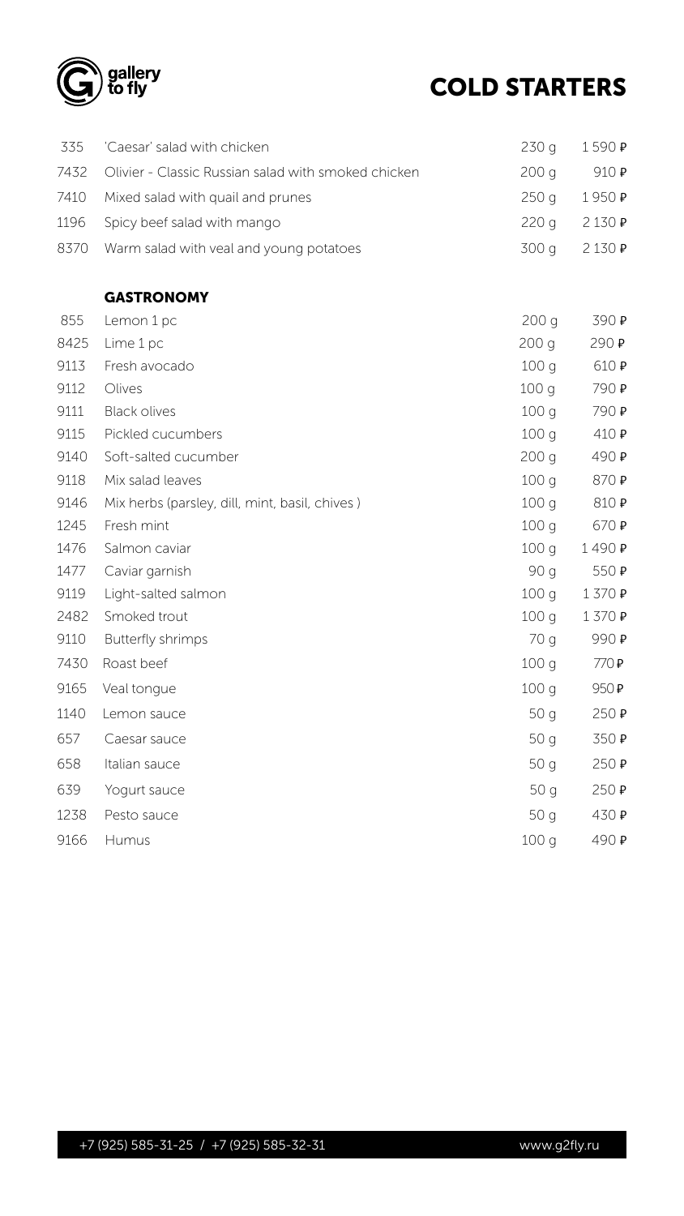# COLD STARTERS

| | | | |
|---|---|---|---|
| 335 | 'Caesar' salad with chicken | 230 g | 1 590 ₽ |
| 7432 | Olivier - Classic Russian salad with smoked chicken | 200 g | 910 ₽ |
| 7410 | Mixed salad with quail and prunes | 250 g | 1 950 ₽ |
| 1196 | Spicy beef salad with mango | 220 g | 2 130 ₽ |
| 8370 | Warm salad with veal and young potatoes | 300 g | 2 130 ₽ |

## GASTRONOMY

| | | | |
|---|---|---|---|
| 855 | Lemon 1 pc | 200 g | 390 ₽ |
| 8425 | Lime 1 pc | 200 g | 290 ₽ |
| 9113 | Fresh avocado | 100 g | 610 ₽ |
| 9112 | Olives | 100 g | 790 ₽ |
| 9111 | Black olives | 100 g | 790 ₽ |
| 9115 | Pickled cucumbers | 100 g | 410 ₽ |
| 9140 | Soft-salted cucumber | 200 g | 490 ₽ |
| 9118 | Mix salad leaves | 100 g | 870 ₽ |
| 9146 | Mix herbs (parsley, dill, mint, basil, chives ) | 100 g | 810 ₽ |
| 1245 | Fresh mint | 100 g | 670 ₽ |
| 1476 | Salmon caviar | 100 g | 1 490 ₽ |
| 1477 | Caviar garnish | 90 g | 550 ₽ |
| 9119 | Light-salted salmon | 100 g | 1 370 ₽ |
| 2482 | Smoked trout | 100 g | 1 370 ₽ |
| 9110 | Butterfly shrimps | 70 g | 990 ₽ |
| 7430 | Roast beef | 100 g | 770 ₽ |
| 9165 | Veal tongue | 100 g | 950 ₽ |
| 1140 | Lemon sauce | 50 g | 250 ₽ |
| 657 | Caesar sauce | 50 g | 350 ₽ |
| 658 | Italian sauce | 50 g | 250 ₽ |
| 639 | Yogurt sauce | 50 g | 250 ₽ |
| 1238 | Pesto sauce | 50 g | 430 ₽ |
| 9166 | Humus | 100 g | 490 ₽ |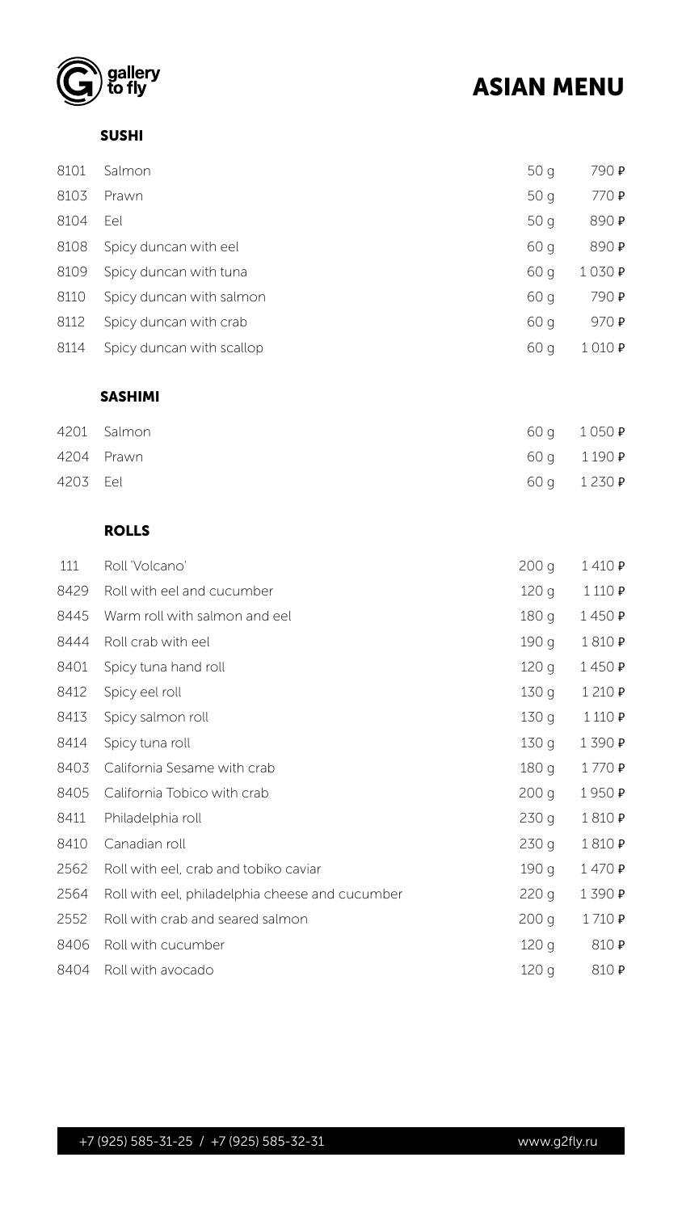# ASIAN MENU

## SUSHI

| | | | |
|---|---|---|---|
| 8101 | Salmon | 50 g | 790 ₽ |
| 8103 | Prawn | 50 g | 770 ₽ |
| 8104 | Eel | 50 g | 890 ₽ |
| 8108 | Spicy duncan with eel | 60 g | 890 ₽ |
| 8109 | Spicy duncan with tuna | 60 g | 1 030 ₽ |
| 8110 | Spicy duncan with salmon | 60 g | 790 ₽ |
| 8112 | Spicy duncan with crab | 60 g | 970 ₽ |
| 8114 | Spicy duncan with scallop | 60 g | 1 010 ₽ |

## SASHIMI

| | | | |
|---|---|---|---|
| 4201 | Salmon | 60 g | 1 050 ₽ |
| 4204 | Prawn | 60 g | 1 190 ₽ |
| 4203 | Eel | 60 g | 1 230 ₽ |

## ROLLS

| | | | |
|---|---|---|---|
| 111 | Roll 'Volcano' | 200 g | 1 410 ₽ |
| 8429 | Roll with eel and cucumber | 120 g | 1 110 ₽ |
| 8445 | Warm roll with salmon and eel | 180 g | 1 450 ₽ |
| 8444 | Roll crab with eel | 190 g | 1 810 ₽ |
| 8401 | Spicy tuna hand roll | 120 g | 1 450 ₽ |
| 8412 | Spicy eel roll | 130 g | 1 210 ₽ |
| 8413 | Spicy salmon roll | 130 g | 1 110 ₽ |
| 8414 | Spicy tuna roll | 130 g | 1 390 ₽ |
| 8403 | California Sesame with crab | 180 g | 1 770 ₽ |
| 8405 | California Tobico with crab | 200 g | 1 950 ₽ |
| 8411 | Philadelphia roll | 230 g | 1 810 ₽ |
| 8410 | Canadian roll | 230 g | 1 810 ₽ |
| 2562 | Roll with eel, crab and tobiko caviar | 190 g | 1 470 ₽ |
| 2564 | Roll with eel, philadelphia cheese and cucumber | 220 g | 1 390 ₽ |
| 2552 | Roll with crab and seared salmon | 200 g | 1 710 ₽ |
| 8406 | Roll with cucumber | 120 g | 810 ₽ |
| 8404 | Roll with avocado | 120 g | 810 ₽ |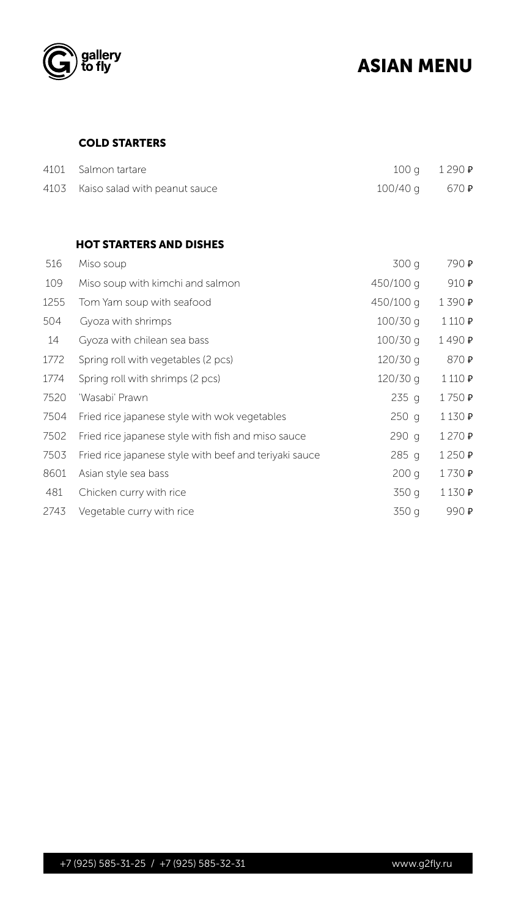# ASIAN MENU

## COLD STARTERS

| | | | |
|---|---|---|---|
| 4101 | Salmon tartare | 100 g | 1 290 ₽ |
| 4103 | Kaiso salad with peanut sauce | 100/40 g | 670 ₽ |

## HOT STARTERS AND DISHES

| | | | |
|---|---|---|---|
| 516 | Miso soup | 300 g | 790 ₽ |
| 109 | Miso soup with kimchi and salmon | 450/100 g | 910 ₽ |
| 1255 | Tom Yam soup with seafood | 450/100 g | 1 390 ₽ |
| 504 | Gyoza with shrimps | 100/30 g | 1 110 ₽ |
| 14 | Gyoza with chilean sea bass | 100/30 g | 1 490 ₽ |
| 1772 | Spring roll with vegetables (2 pcs) | 120/30 g | 870 ₽ |
| 1774 | Spring roll with shrimps (2 pcs) | 120/30 g | 1 110 ₽ |
| 7520 | 'Wasabi' Prawn | 235 g | 1 750 ₽ |
| 7504 | Fried rice japanese style with wok vegetables | 250 g | 1 130 ₽ |
| 7502 | Fried rice japanese style with fish and miso sauce | 290 g | 1 270 ₽ |
| 7503 | Fried rice japanese style with beef and teriyaki sauce | 285 g | 1 250 ₽ |
| 8601 | Asian style sea bass | 200 g | 1 730 ₽ |
| 481 | Chicken curry with rice | 350 g | 1 130 ₽ |
| 2743 | Vegetable curry with rice | 350 g | 990 ₽ |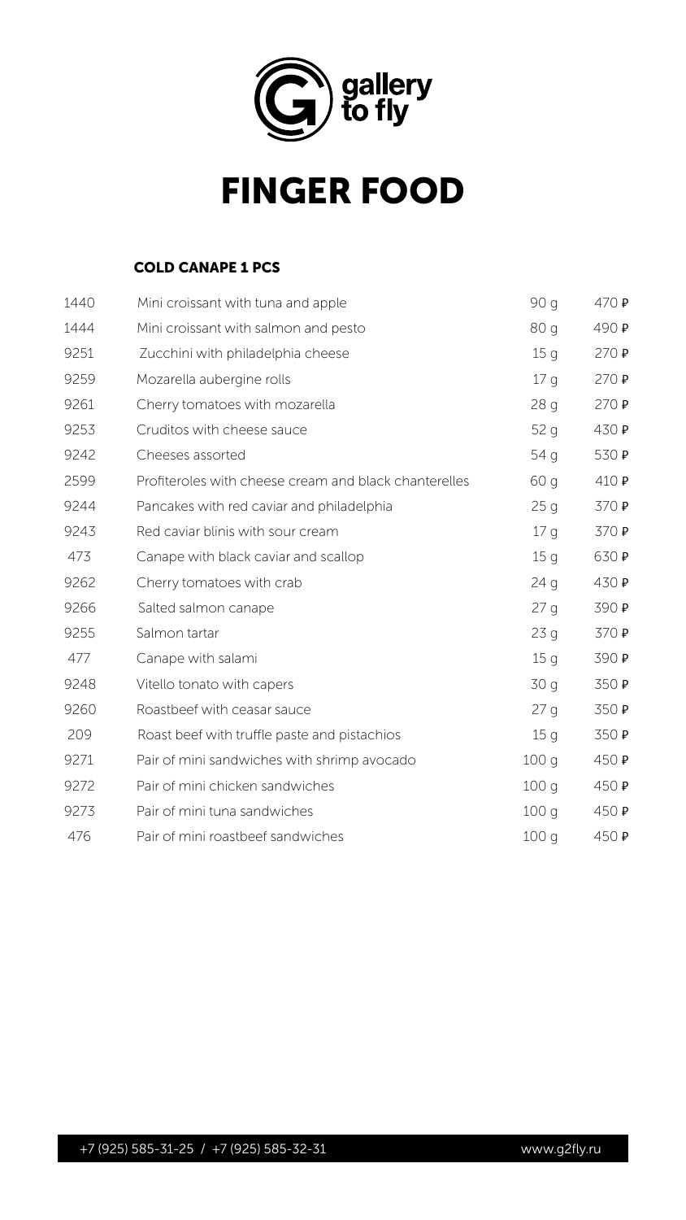gallery to fly

# FINGER FOOD

### COLD CANAPE 1 PCS

| | | | |
|---|---|---|---|
| 1440 | Mini croissant with tuna and apple | 90 g | 470 ₽ |
| 1444 | Mini croissant with salmon and pesto | 80 g | 490 ₽ |
| 9251 | Zucchini with philadelphia cheese | 15 g | 270 ₽ |
| 9259 | Mozarella aubergine rolls | 17 g | 270 ₽ |
| 9261 | Cherry tomatoes with mozarella | 28 g | 270 ₽ |
| 9253 | Cruditos with cheese sauce | 52 g | 430 ₽ |
| 9242 | Cheeses assorted | 54 g | 530 ₽ |
| 2599 | Profiteroles with cheese cream and black chanterelles | 60 g | 410 ₽ |
| 9244 | Pancakes with red caviar and philadelphia | 25 g | 370 ₽ |
| 9243 | Red caviar blinis with sour cream | 17 g | 370 ₽ |
| 473 | Canape with black caviar and scallop | 15 g | 630 ₽ |
| 9262 | Cherry tomatoes with crab | 24 g | 430 ₽ |
| 9266 | Salted salmon canape | 27 g | 390 ₽ |
| 9255 | Salmon tartar | 23 g | 370 ₽ |
| 477 | Canape with salami | 15 g | 390 ₽ |
| 9248 | Vitello tonato with capers | 30 g | 350 ₽ |
| 9260 | Roastbeef with ceasar sauce | 27 g | 350 ₽ |
| 209 | Roast beef with truffle paste and pistachios | 15 g | 350 ₽ |
| 9271 | Pair of mini sandwiches with shrimp avocado | 100 g | 450 ₽ |
| 9272 | Pair of mini chicken sandwiches | 100 g | 450 ₽ |
| 9273 | Pair of mini tuna sandwiches | 100 g | 450 ₽ |
| 476 | Pair of mini roastbeef sandwiches | 100 g | 450 ₽ |

+7 (925) 585-31-25 / +7 (925) 585-32-31 www.g2fly.ru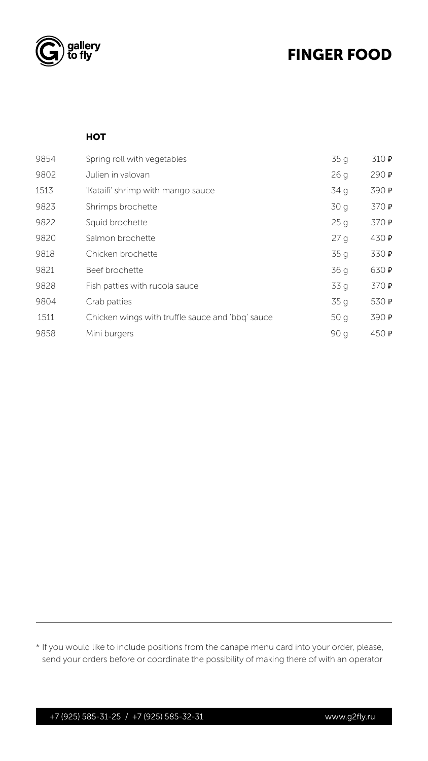# FINGER FOOD

## HOT

| | | | |
|---|---|---|---|
| 9854 | Spring roll with vegetables | 35 g | 310 ₽ |
| 9802 | Julien in valovan | 26 g | 290 ₽ |
| 1513 | 'Kataifi' shrimp with mango sauce | 34 g | 390 ₽ |
| 9823 | Shrimps brochette | 30 g | 370 ₽ |
| 9822 | Squid brochette | 25 g | 370 ₽ |
| 9820 | Salmon brochette | 27 g | 430 ₽ |
| 9818 | Chicken brochette | 35 g | 330 ₽ |
| 9821 | Beef brochette | 36 g | 630 ₽ |
| 9828 | Fish patties with rucola sauce | 33 g | 370 ₽ |
| 9804 | Crab patties | 35 g | 530 ₽ |
| 1511 | Chicken wings with truffle sauce and 'bbq' sauce | 50 g | 390 ₽ |
| 9858 | Mini burgers | 90 g | 450 ₽ |

* If you would like to include positions from the canape menu card into your order, please, send your orders before or coordinate the possibility of making there of with an operator

+7 (925) 585-31-25 / +7 (925) 585-32-31 www.g2fly.ru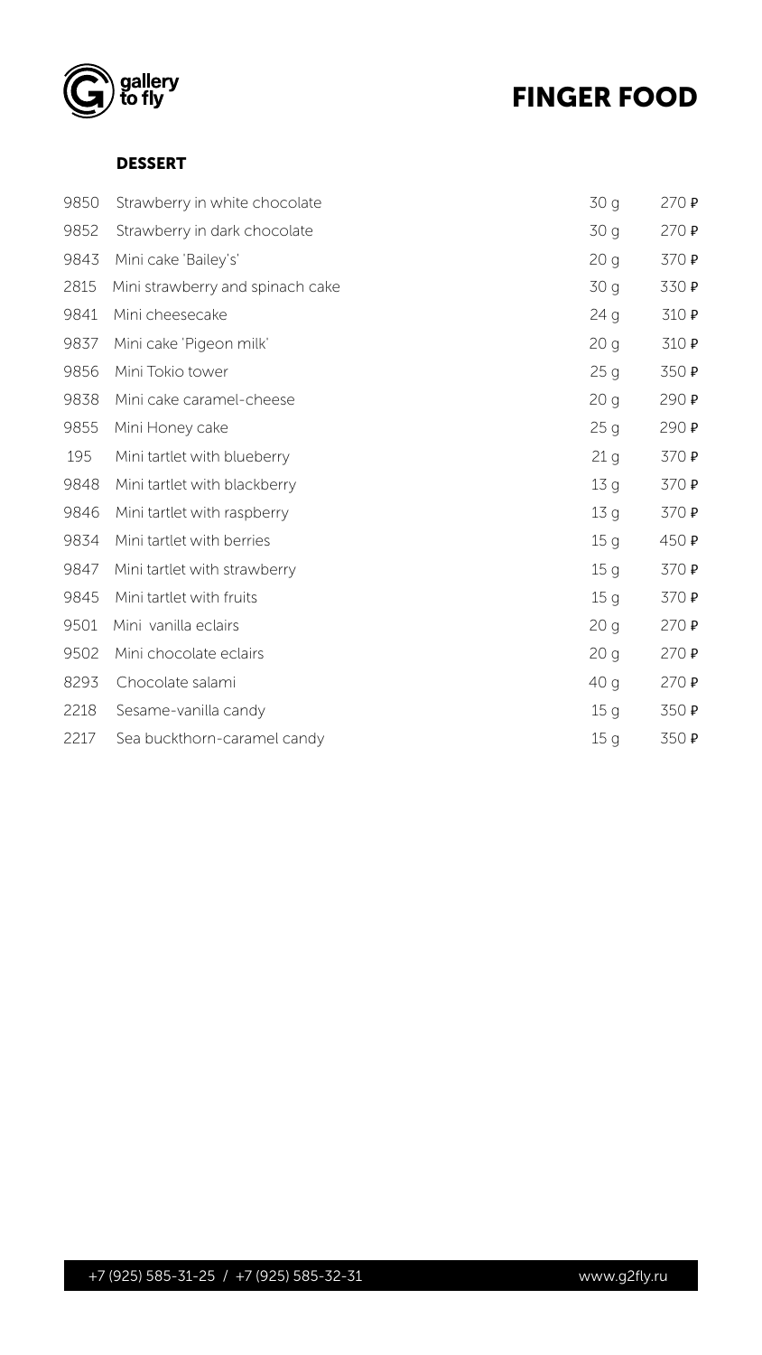# FINGER FOOD

## DESSERT

| | | | |
|---|---|---|---|
| 9850 | Strawberry in white chocolate | 30 g | 270 ₽ |
| 9852 | Strawberry in dark chocolate | 30 g | 270 ₽ |
| 9843 | Mini cake 'Bailey's' | 20 g | 370 ₽ |
| 2815 | Mini strawberry and spinach cake | 30 g | 330 ₽ |
| 9841 | Mini cheesecake | 24 g | 310 ₽ |
| 9837 | Mini cake 'Pigeon milk' | 20 g | 310 ₽ |
| 9856 | Mini Tokio tower | 25 g | 350 ₽ |
| 9838 | Mini cake caramel-cheese | 20 g | 290 ₽ |
| 9855 | Mini Honey cake | 25 g | 290 ₽ |
| 195 | Mini tartlet with blueberry | 21 g | 370 ₽ |
| 9848 | Mini tartlet with blackberry | 13 g | 370 ₽ |
| 9846 | Mini tartlet with raspberry | 13 g | 370 ₽ |
| 9834 | Mini tartlet with berries | 15 g | 450 ₽ |
| 9847 | Mini tartlet with strawberry | 15 g | 370 ₽ |
| 9845 | Mini tartlet with fruits | 15 g | 370 ₽ |
| 9501 | Mini vanilla eclairs | 20 g | 270 ₽ |
| 9502 | Mini chocolate eclairs | 20 g | 270 ₽ |
| 8293 | Chocolate salami | 40 g | 270 ₽ |
| 2218 | Sesame-vanilla candy | 15 g | 350 ₽ |
| 2217 | Sea buckthorn-caramel candy | 15 g | 350 ₽ |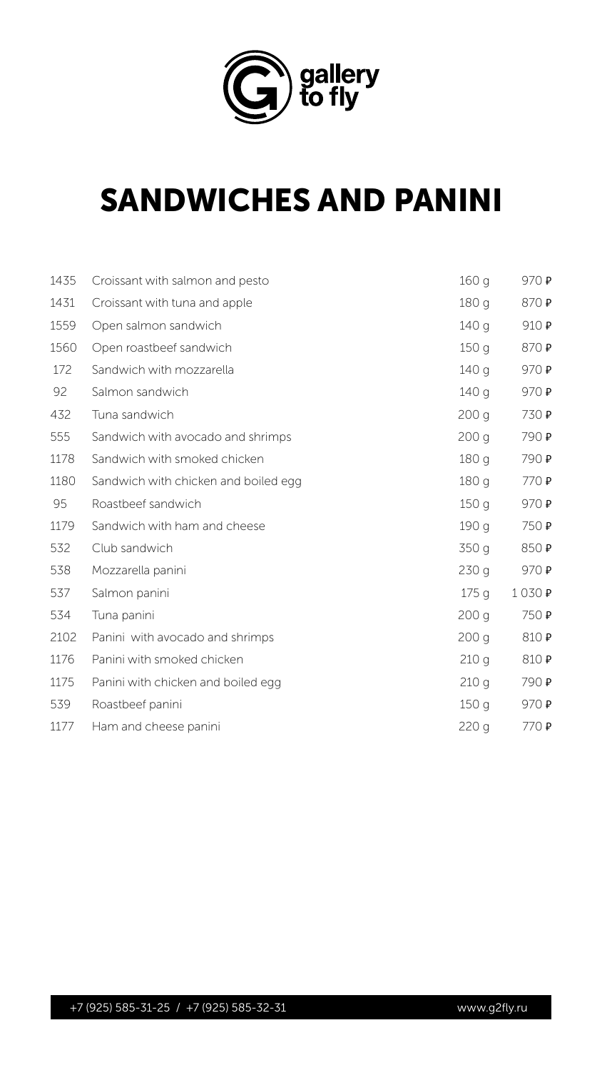gallery to fly

# SANDWICHES AND PANINI

| | | | |
|---|---|---|---|
| 1435 | Croissant with salmon and pesto | 160 g | 970 ₽ |
| 1431 | Croissant with tuna and apple | 180 g | 870 ₽ |
| 1559 | Open salmon sandwich | 140 g | 910 ₽ |
| 1560 | Open roastbeef sandwich | 150 g | 870 ₽ |
| 172 | Sandwich with mozzarella | 140 g | 970 ₽ |
| 92 | Salmon sandwich | 140 g | 970 ₽ |
| 432 | Tuna sandwich | 200 g | 730 ₽ |
| 555 | Sandwich with avocado and shrimps | 200 g | 790 ₽ |
| 1178 | Sandwich with smoked chicken | 180 g | 790 ₽ |
| 1180 | Sandwich with chicken and boiled egg | 180 g | 770 ₽ |
| 95 | Roastbeef sandwich | 150 g | 970 ₽ |
| 1179 | Sandwich with ham and cheese | 190 g | 750 ₽ |
| 532 | Club sandwich | 350 g | 850 ₽ |
| 538 | Mozzarella panini | 230 g | 970 ₽ |
| 537 | Salmon panini | 175 g | 1 030 ₽ |
| 534 | Tuna panini | 200 g | 750 ₽ |
| 2102 | Panini with avocado and shrimps | 200 g | 810 ₽ |
| 1176 | Panini with smoked chicken | 210 g | 810 ₽ |
| 1175 | Panini with chicken and boiled egg | 210 g | 790 ₽ |
| 539 | Roastbeef panini | 150 g | 970 ₽ |
| 1177 | Ham and cheese panini | 220 g | 770 ₽ |

+7 (925) 585-31-25 / +7 (925) 585-32-31 www.g2fly.ru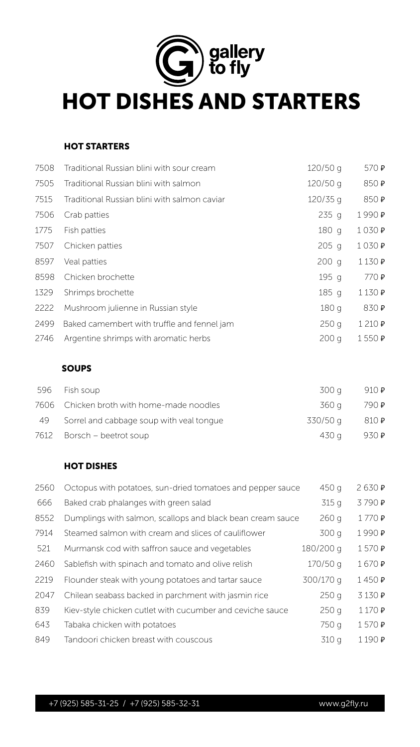gallery to fly

# HOT DISHES AND STARTERS

## HOT STARTERS

| | | | |
|---|---|---|---|
| 7508 | Traditional Russian blini with sour cream | 120/50 g | 570 ₽ |
| 7505 | Traditional Russian blini with salmon | 120/50 g | 850 ₽ |
| 7515 | Traditional Russian blini with salmon caviar | 120/35 g | 850 ₽ |
| 7506 | Crab patties | 235 g | 1 990 ₽ |
| 1775 | Fish patties | 180 g | 1 030 ₽ |
| 7507 | Chicken patties | 205 g | 1 030 ₽ |
| 8597 | Veal patties | 200 g | 1 130 ₽ |
| 8598 | Chicken brochette | 195 g | 770 ₽ |
| 1329 | Shrimps brochette | 185 g | 1 130 ₽ |
| 2222 | Mushroom julienne in Russian style | 180 g | 830 ₽ |
| 2499 | Baked camembert with truffle and fennel jam | 250 g | 1 210 ₽ |
| 2746 | Argentine shrimps with aromatic herbs | 200 g | 1 550 ₽ |

## SOUPS

| | | | |
|---|---|---|---|
| 596 | Fish soup | 300 g | 910 ₽ |
| 7606 | Chicken broth with home-made noodles | 360 g | 790 ₽ |
| 49 | Sorrel and cabbage soup with veal tongue | 330/50 g | 810 ₽ |
| 7612 | Borsch – beetrot soup | 430 g | 930 ₽ |

## HOT DISHES

| | | | |
|---|---|---|---|
| 2560 | Octopus with potatoes, sun-dried tomatoes and pepper sauce | 450 g | 2 630 ₽ |
| 666 | Baked crab phalanges with green salad | 315 g | 3 790 ₽ |
| 8552 | Dumplings with salmon, scallops and black bean cream sauce | 260 g | 1 770 ₽ |
| 7914 | Steamed salmon with cream and slices of cauliflower | 300 g | 1 990 ₽ |
| 521 | Murmansk cod with saffron sauce and vegetables | 180/200 g | 1 570 ₽ |
| 2460 | Sablefish with spinach and tomato and olive relish | 170/50 g | 1 670 ₽ |
| 2219 | Flounder steak with young potatoes and tartar sauce | 300/170 g | 1 450 ₽ |
| 2047 | Chilean seabass backed in parchment with jasmin rice | 250 g | 3 130 ₽ |
| 839 | Kiev-style chicken cutlet with cucumber and ceviche sauce | 250 g | 1 170 ₽ |
| 643 | Tabaka chicken with potatoes | 750 g | 1 570 ₽ |
| 849 | Tandoori chicken breast with couscous | 310 g | 1 190 ₽ |

+7 (925) 585-31-25 / +7 (925) 585-32-31 www.g2fly.ru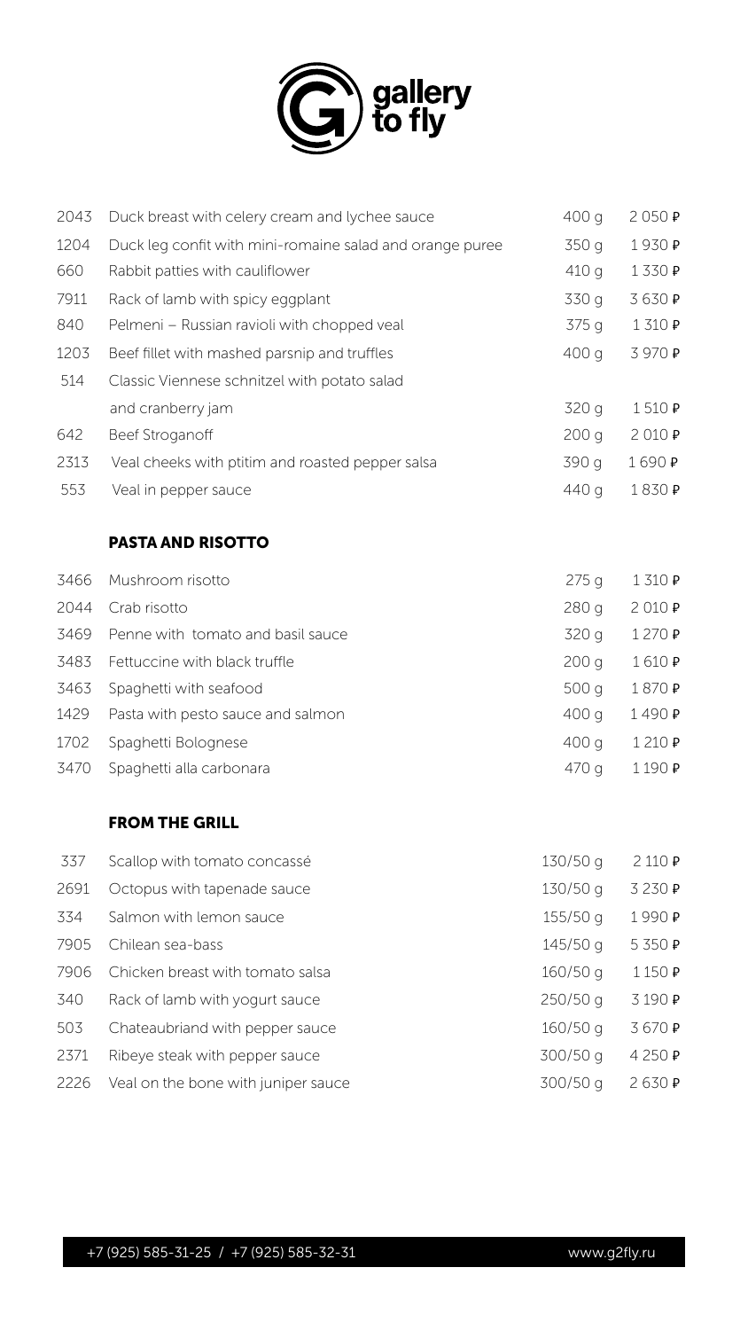gallery to fly

| | | | |
|---|---|---|---|
| 2043 | Duck breast with celery cream and lychee sauce | 400 g | 2 050 ₽ |
| 1204 | Duck leg confit with mini-romaine salad and orange puree | 350 g | 1 930 ₽ |
| 660 | Rabbit patties with cauliflower | 410 g | 1 330 ₽ |
| 7911 | Rack of lamb with spicy eggplant | 330 g | 3 630 ₽ |
| 840 | Pelmeni – Russian ravioli with chopped veal | 375 g | 1 310 ₽ |
| 1203 | Beef fillet with mashed parsnip and truffles | 400 g | 3 970 ₽ |
| 514 | Classic Viennese schnitzel with potato salad and cranberry jam | 320 g | 1 510 ₽ |
| 642 | Beef Stroganoff | 200 g | 2 010 ₽ |
| 2313 | Veal cheeks with ptitim and roasted pepper salsa | 390 g | 1 690 ₽ |
| 553 | Veal in pepper sauce | 440 g | 1 830 ₽ |

## PASTA AND RISOTTO

| | | | |
|---|---|---|---|
| 3466 | Mushroom risotto | 275 g | 1 310 ₽ |
| 2044 | Crab risotto | 280 g | 2 010 ₽ |
| 3469 | Penne with tomato and basil sauce | 320 g | 1 270 ₽ |
| 3483 | Fettuccine with black truffle | 200 g | 1 610 ₽ |
| 3463 | Spaghetti with seafood | 500 g | 1 870 ₽ |
| 1429 | Pasta with pesto sauce and salmon | 400 g | 1 490 ₽ |
| 1702 | Spaghetti Bolognese | 400 g | 1 210 ₽ |
| 3470 | Spaghetti alla carbonara | 470 g | 1 190 ₽ |

## FROM THE GRILL

| | | | |
|---|---|---|---|
| 337 | Scallop with tomato concassé | 130/50 g | 2 110 ₽ |
| 2691 | Octopus with tapenade sauce | 130/50 g | 3 230 ₽ |
| 334 | Salmon with lemon sauce | 155/50 g | 1 990 ₽ |
| 7905 | Chilean sea-bass | 145/50 g | 5 350 ₽ |
| 7906 | Chicken breast with tomato salsa | 160/50 g | 1 150 ₽ |
| 340 | Rack of lamb with yogurt sauce | 250/50 g | 3 190 ₽ |
| 503 | Chateaubriand with pepper sauce | 160/50 g | 3 670 ₽ |
| 2371 | Ribeye steak with pepper sauce | 300/50 g | 4 250 ₽ |
| 2226 | Veal on the bone with juniper sauce | 300/50 g | 2 630 ₽ |

+7 (925) 585-31-25 / +7 (925) 585-32-31 www.g2fly.ru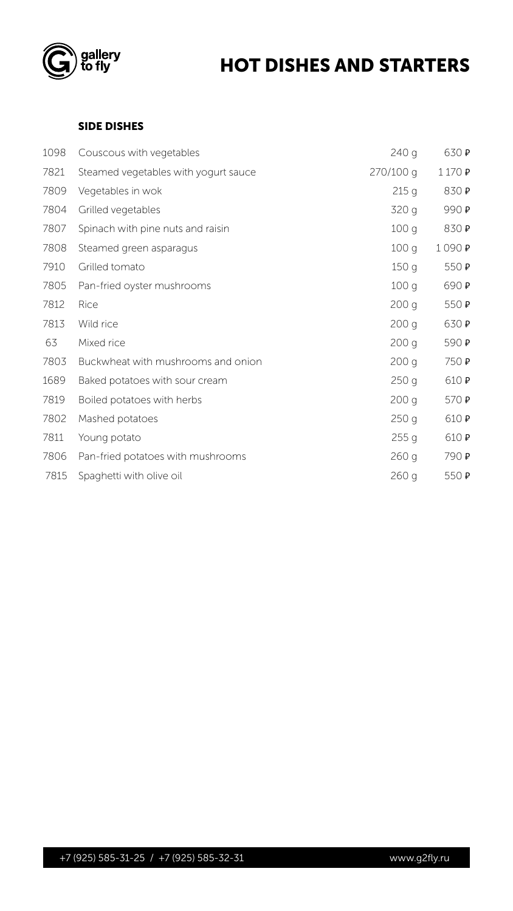# HOT DISHES AND STARTERS

## SIDE DISHES

| | | | |
|---|---|---|---|
| 1098 | Couscous with vegetables | 240 g | 630 ₽ |
| 7821 | Steamed vegetables with yogurt sauce | 270/100 g | 1 170 ₽ |
| 7809 | Vegetables in wok | 215 g | 830 ₽ |
| 7804 | Grilled vegetables | 320 g | 990 ₽ |
| 7807 | Spinach with pine nuts and raisin | 100 g | 830 ₽ |
| 7808 | Steamed green asparagus | 100 g | 1 090 ₽ |
| 7910 | Grilled tomato | 150 g | 550 ₽ |
| 7805 | Pan-fried oyster mushrooms | 100 g | 690 ₽ |
| 7812 | Rice | 200 g | 550 ₽ |
| 7813 | Wild rice | 200 g | 630 ₽ |
| 63 | Mixed rice | 200 g | 590 ₽ |
| 7803 | Buckwheat with mushrooms and onion | 200 g | 750 ₽ |
| 1689 | Baked potatoes with sour cream | 250 g | 610 ₽ |
| 7819 | Boiled potatoes with herbs | 200 g | 570 ₽ |
| 7802 | Mashed potatoes | 250 g | 610 ₽ |
| 7811 | Young potato | 255 g | 610 ₽ |
| 7806 | Pan-fried potatoes with mushrooms | 260 g | 790 ₽ |
| 7815 | Spaghetti with olive oil | 260 g | 550 ₽ |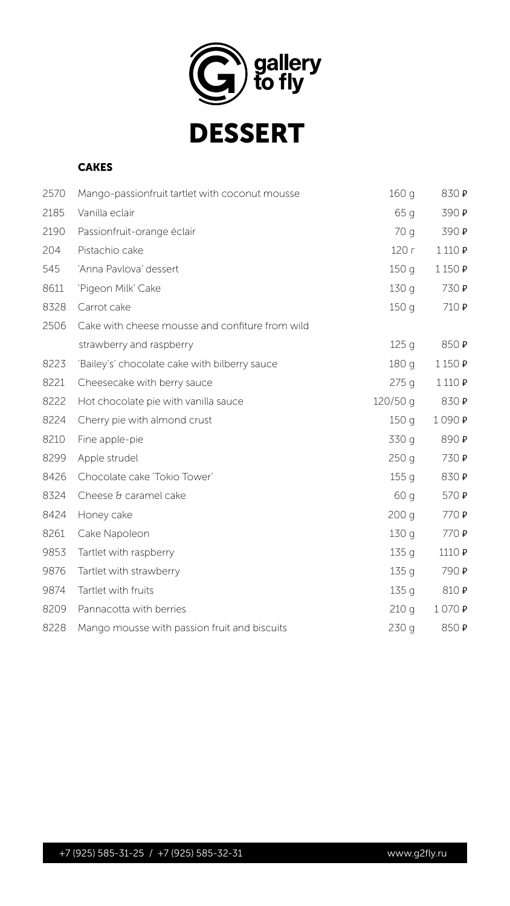gallery to fly

# DESSERT

## CAKES

| | | | |
|---|---|---|---|
| 2570 | Mango-passionfruit tartlet with coconut mousse | 160 g | 830 ₽ |
| 2185 | Vanilla eclair | 65 g | 390 ₽ |
| 2190 | Passionfruit-orange éclair | 70 g | 390 ₽ |
| 204 | Pistachio cake | 120 г | 1 110 ₽ |
| 545 | 'Anna Pavlova' dessert | 150 g | 1 150 ₽ |
| 8611 | 'Pigeon Milk' Cake | 130 g | 730 ₽ |
| 8328 | Carrot cake | 150 g | 710 ₽ |
| 2506 | Cake with cheese mousse and confiture from wild strawberry and raspberry | 125 g | 850 ₽ |
| 8223 | 'Bailey's' chocolate cake with bilberry sauce | 180 g | 1 150 ₽ |
| 8221 | Cheesecake with berry sauce | 275 g | 1 110 ₽ |
| 8222 | Hot chocolate pie with vanilla sauce | 120/50 g | 830 ₽ |
| 8224 | Cherry pie with almond crust | 150 g | 1 090 ₽ |
| 8210 | Fine apple-pie | 330 g | 890 ₽ |
| 8299 | Apple strudel | 250 g | 730 ₽ |
| 8426 | Chocolate cake 'Tokio Tower' | 155 g | 830 ₽ |
| 8324 | Cheese & caramel cake | 60 g | 570 ₽ |
| 8424 | Honey cake | 200 g | 770 ₽ |
| 8261 | Cake Napoleon | 130 g | 770 ₽ |
| 9853 | Tartlet with raspberry | 135 g | 1110 ₽ |
| 9876 | Tartlet with strawberry | 135 g | 790 ₽ |
| 9874 | Tartlet with fruits | 135 g | 810 ₽ |
| 8209 | Pannacotta with berries | 210 g | 1 070 ₽ |
| 8228 | Mango mousse with passion fruit and biscuits | 230 g | 850 ₽ |

+7 (925) 585-31-25 / +7 (925) 585-32-31    www.g2fly.ru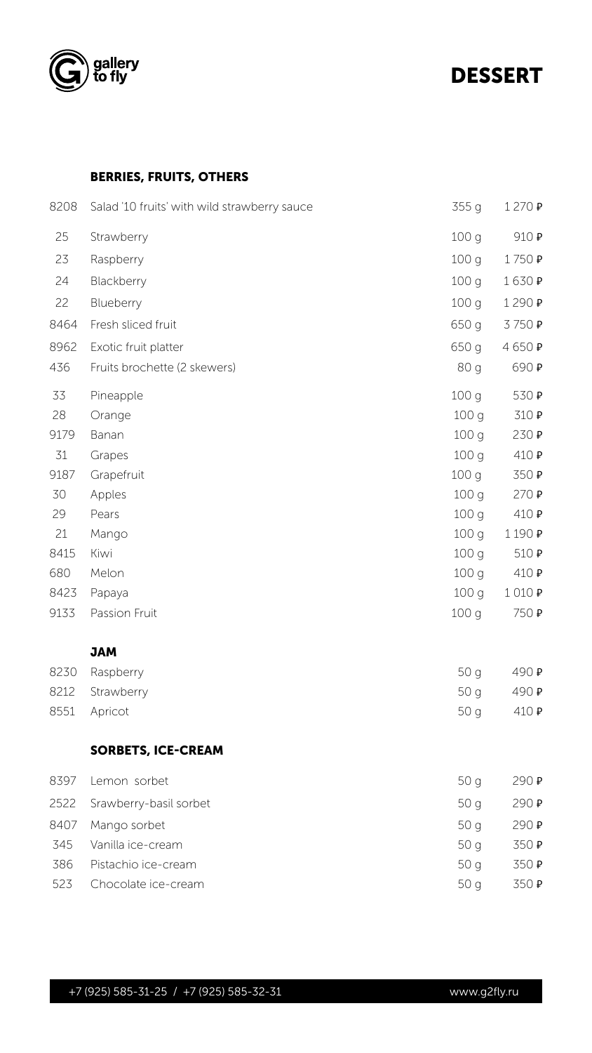# DESSERT

## BERRIES, FRUITS, OTHERS

| | | | |
|---|---|---|---|
| 8208 | Salad '10 fruits' with wild strawberry sauce | 355 g | 1 270 ₽ |
| 25 | Strawberry | 100 g | 910 ₽ |
| 23 | Raspberry | 100 g | 1 750 ₽ |
| 24 | Blackberry | 100 g | 1 630 ₽ |
| 22 | Blueberry | 100 g | 1 290 ₽ |
| 8464 | Fresh sliced fruit | 650 g | 3 750 ₽ |
| 8962 | Exotic fruit platter | 650 g | 4 650 ₽ |
| 436 | Fruits brochette (2 skewers) | 80 g | 690 ₽ |
| 33 | Pineapple | 100 g | 530 ₽ |
| 28 | Orange | 100 g | 310 ₽ |
| 9179 | Banan | 100 g | 230 ₽ |
| 31 | Grapes | 100 g | 410 ₽ |
| 9187 | Grapefruit | 100 g | 350 ₽ |
| 30 | Apples | 100 g | 270 ₽ |
| 29 | Pears | 100 g | 410 ₽ |
| 21 | Mango | 100 g | 1 190 ₽ |
| 8415 | Kiwi | 100 g | 510 ₽ |
| 680 | Melon | 100 g | 410 ₽ |
| 8423 | Papaya | 100 g | 1 010 ₽ |
| 9133 | Passion Fruit | 100 g | 750 ₽ |

## JAM

| | | | |
|---|---|---|---|
| 8230 | Raspberry | 50 g | 490 ₽ |
| 8212 | Strawberry | 50 g | 490 ₽ |
| 8551 | Apricot | 50 g | 410 ₽ |

## SORBETS, ICE-CREAM

| | | | |
|---|---|---|---|
| 8397 | Lemon sorbet | 50 g | 290 ₽ |
| 2522 | Srawberry-basil sorbet | 50 g | 290 ₽ |
| 8407 | Mango sorbet | 50 g | 290 ₽ |
| 345 | Vanilla ice-cream | 50 g | 350 ₽ |
| 386 | Pistachio ice-cream | 50 g | 350 ₽ |
| 523 | Chocolate ice-cream | 50 g | 350 ₽ |

+7 (925) 585-31-25 / +7 (925) 585-32-31 www.g2fly.ru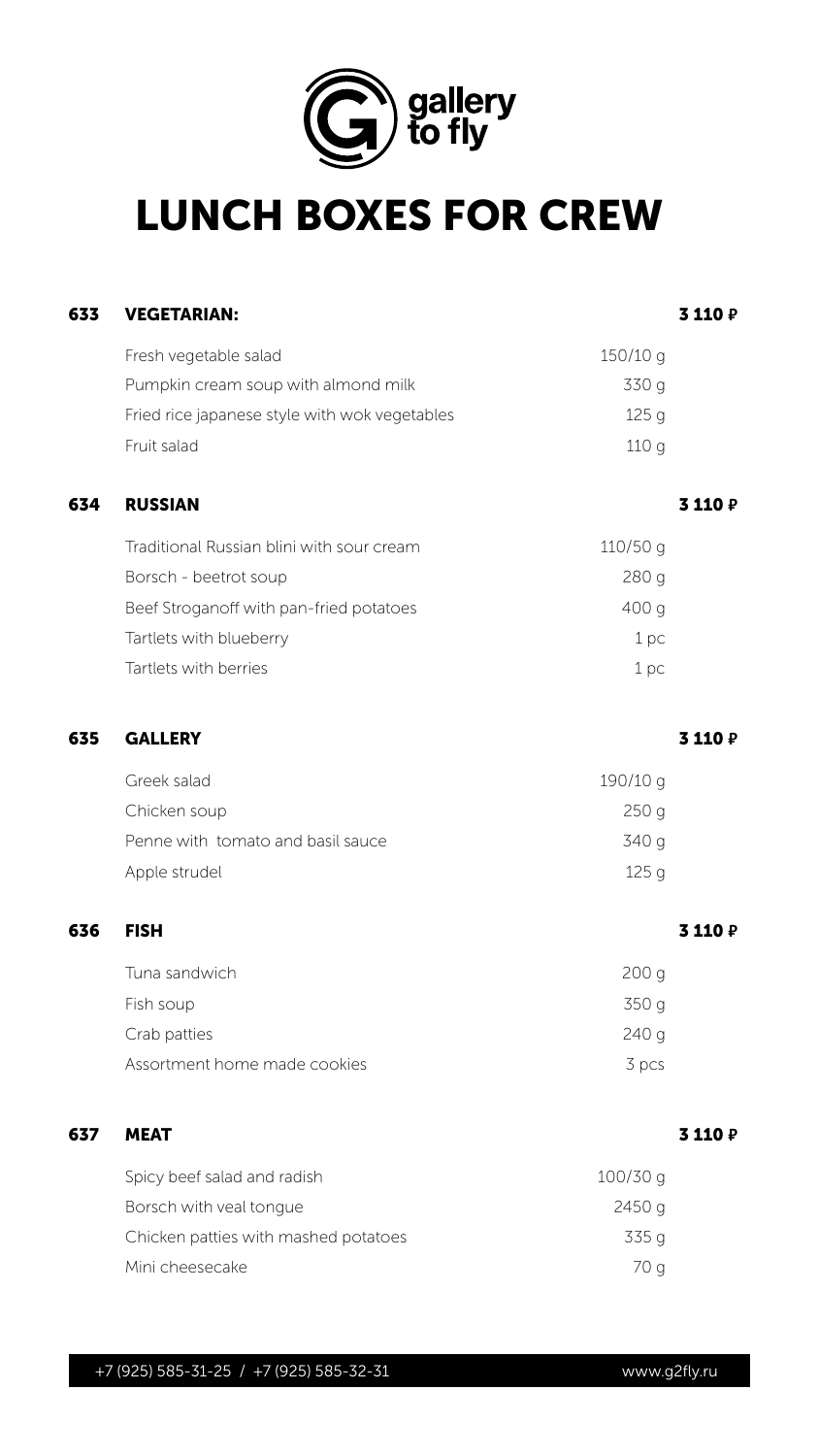gallery to fly

# LUNCH BOXES FOR CREW

| | | | |
|---|---|---|---|
| **633** | **VEGETARIAN:** | | **3 110 ₽** |
| | Fresh vegetable salad | 150/10 g | |
| | Pumpkin cream soup with almond milk | 330 g | |
| | Fried rice japanese style with wok vegetables | 125 g | |
| | Fruit salad | 110 g | |
| **634** | **RUSSIAN** | | **3 110 ₽** |
| | Traditional Russian blini with sour cream | 110/50 g | |
| | Borsch - beetrot soup | 280 g | |
| | Beef Stroganoff with pan-fried potatoes | 400 g | |
| | Tartlets with blueberry | 1 pc | |
| | Tartlets with berries | 1 pc | |
| **635** | **GALLERY** | | **3 110 ₽** |
| | Greek salad | 190/10 g | |
| | Chicken soup | 250 g | |
| | Penne with tomato and basil sauce | 340 g | |
| | Apple strudel | 125 g | |
| **636** | **FISH** | | **3 110 ₽** |
| | Tuna sandwich | 200 g | |
| | Fish soup | 350 g | |
| | Crab patties | 240 g | |
| | Assortment home made cookies | 3 pcs | |
| **637** | **MEAT** | | **3 110 ₽** |
| | Spicy beef salad and radish | 100/30 g | |
| | Borsch with veal tongue | 2450 g | |
| | Chicken patties with mashed potatoes | 335 g | |
| | Mini cheesecake | 70 g | |

+7 (925) 585-31-25 / +7 (925) 585-32-31 www.g2fly.ru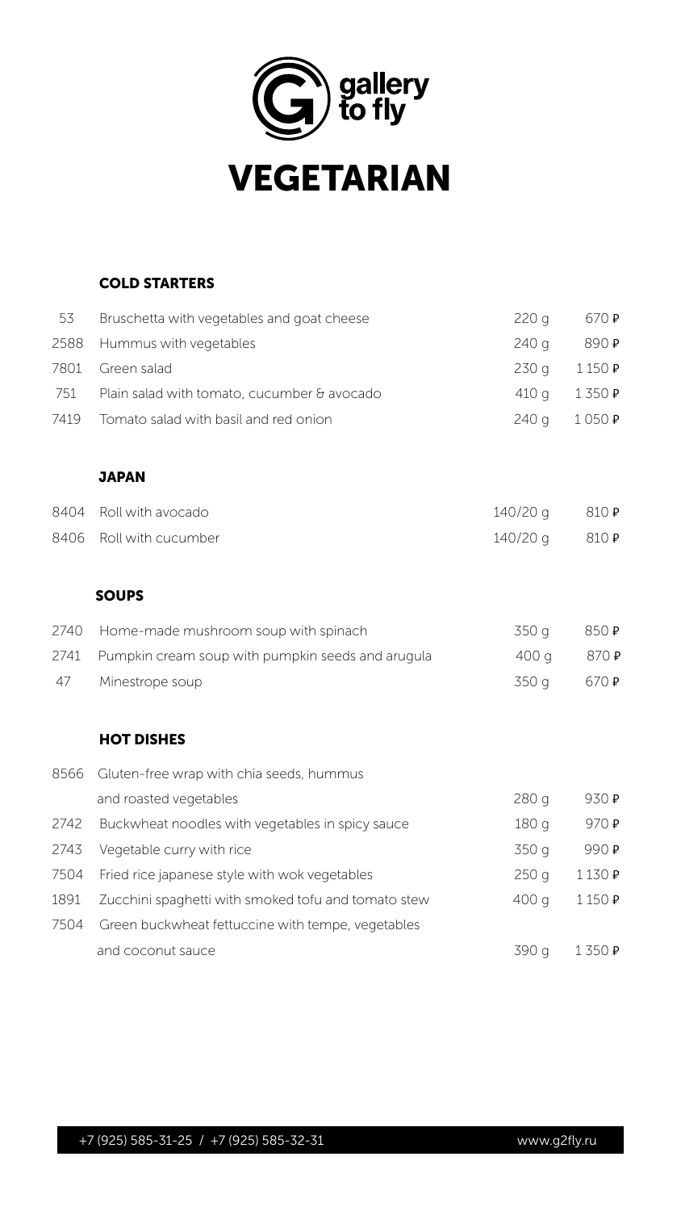gallery to fly

# VEGETARIAN

## COLD STARTERS

| | | | |
|---|---|---|---|
| 53 | Bruschetta with vegetables and goat cheese | 220 g | 670 ₽ |
| 2588 | Hummus with vegetables | 240 g | 890 ₽ |
| 7801 | Green salad | 230 g | 1 150 ₽ |
| 751 | Plain salad with tomato, cucumber & avocado | 410 g | 1 350 ₽ |
| 7419 | Tomato salad with basil and red onion | 240 g | 1 050 ₽ |

## JAPAN

| | | | |
|---|---|---|---|
| 8404 | Roll with avocado | 140/20 g | 810 ₽ |
| 8406 | Roll with cucumber | 140/20 g | 810 ₽ |

## SOUPS

| | | | |
|---|---|---|---|
| 2740 | Home-made mushroom soup with spinach | 350 g | 850 ₽ |
| 2741 | Pumpkin cream soup with pumpkin seeds and arugula | 400 g | 870 ₽ |
| 47 | Minestrope soup | 350 g | 670 ₽ |

## HOT DISHES

| | | | |
|---|---|---|---|
| 8566 | Gluten-free wrap with chia seeds, hummus and roasted vegetables | 280 g | 930 ₽ |
| 2742 | Buckwheat noodles with vegetables in spicy sauce | 180 g | 970 ₽ |
| 2743 | Vegetable curry with rice | 350 g | 990 ₽ |
| 7504 | Fried rice japanese style with wok vegetables | 250 g | 1 130 ₽ |
| 1891 | Zucchini spaghetti with smoked tofu and tomato stew | 400 g | 1 150 ₽ |
| 7504 | Green buckwheat fettuccine with tempe, vegetables and coconut sauce | 390 g | 1 350 ₽ |

+7 (925) 585-31-25 / +7 (925) 585-32-31 www.g2fly.ru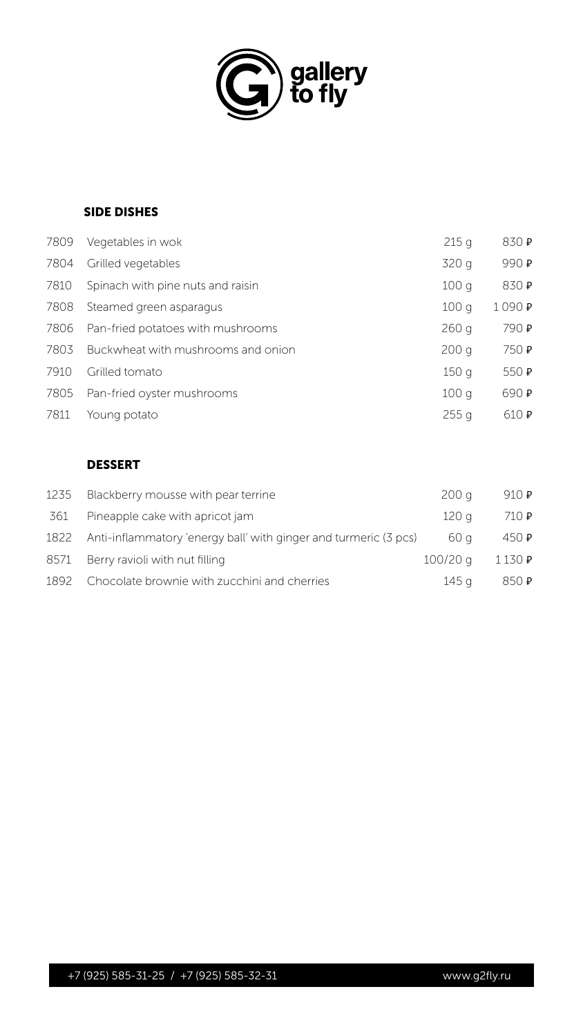## SIDE DISHES

| | | | |
|---|---|---|---|
| 7809 | Vegetables in wok | 215 g | 830 ₽ |
| 7804 | Grilled vegetables | 320 g | 990 ₽ |
| 7810 | Spinach with pine nuts and raisin | 100 g | 830 ₽ |
| 7808 | Steamed green asparagus | 100 g | 1 090 ₽ |
| 7806 | Pan-fried potatoes with mushrooms | 260 g | 790 ₽ |
| 7803 | Buckwheat with mushrooms and onion | 200 g | 750 ₽ |
| 7910 | Grilled tomato | 150 g | 550 ₽ |
| 7805 | Pan-fried oyster mushrooms | 100 g | 690 ₽ |
| 7811 | Young potato | 255 g | 610 ₽ |

## DESSERT

| | | | |
|---|---|---|---|
| 1235 | Blackberry mousse with pear terrine | 200 g | 910 ₽ |
| 361 | Pineapple cake with apricot jam | 120 g | 710 ₽ |
| 1822 | Anti-inflammatory 'energy ball' with ginger and turmeric (3 pcs) | 60 g | 450 ₽ |
| 8571 | Berry ravioli with nut filling | 100/20 g | 1 130 ₽ |
| 1892 | Chocolate brownie with zucchini and cherries | 145 g | 850 ₽ |

+7 (925) 585-31-25 / +7 (925) 585-32-31 www.g2fly.ru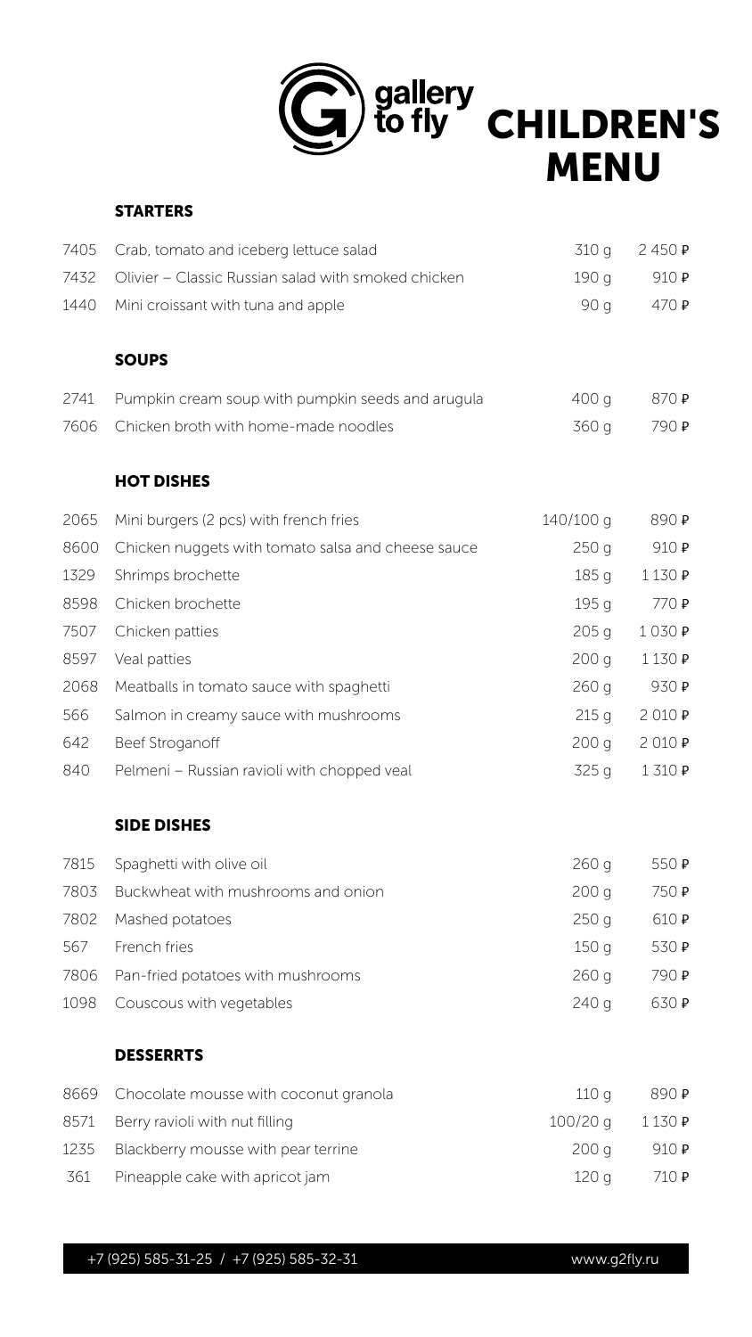# gallery to fly CHILDREN'S MENU

## STARTERS

| | | | |
|---|---|---|---|
| 7405 | Crab, tomato and iceberg lettuce salad | 310 g | 2 450 ₽ |
| 7432 | Olivier – Classic Russian salad with smoked chicken | 190 g | 910 ₽ |
| 1440 | Mini croissant with tuna and apple | 90 g | 470 ₽ |

## SOUPS

| | | | |
|---|---|---|---|
| 2741 | Pumpkin cream soup with pumpkin seeds and arugula | 400 g | 870 ₽ |
| 7606 | Chicken broth with home-made noodles | 360 g | 790 ₽ |

## HOT DISHES

| | | | |
|---|---|---|---|
| 2065 | Mini burgers (2 pcs) with french fries | 140/100 g | 890 ₽ |
| 8600 | Chicken nuggets with tomato salsa and cheese sauce | 250 g | 910 ₽ |
| 1329 | Shrimps brochette | 185 g | 1 130 ₽ |
| 8598 | Chicken brochette | 195 g | 770 ₽ |
| 7507 | Chicken patties | 205 g | 1 030 ₽ |
| 8597 | Veal patties | 200 g | 1 130 ₽ |
| 2068 | Meatballs in tomato sauce with spaghetti | 260 g | 930 ₽ |
| 566 | Salmon in creamy sauce with mushrooms | 215 g | 2 010 ₽ |
| 642 | Beef Stroganoff | 200 g | 2 010 ₽ |
| 840 | Pelmeni – Russian ravioli with chopped veal | 325 g | 1 310 ₽ |

## SIDE DISHES

| | | | |
|---|---|---|---|
| 7815 | Spaghetti with olive oil | 260 g | 550 ₽ |
| 7803 | Buckwheat with mushrooms and onion | 200 g | 750 ₽ |
| 7802 | Mashed potatoes | 250 g | 610 ₽ |
| 567 | French fries | 150 g | 530 ₽ |
| 7806 | Pan-fried potatoes with mushrooms | 260 g | 790 ₽ |
| 1098 | Couscous with vegetables | 240 g | 630 ₽ |

## DESSERRTS

| | | | |
|---|---|---|---|
| 8669 | Chocolate mousse with coconut granola | 110 g | 890 ₽ |
| 8571 | Berry ravioli with nut filling | 100/20 g | 1 130 ₽ |
| 1235 | Blackberry mousse with pear terrine | 200 g | 910 ₽ |
| 361 | Pineapple cake with apricot jam | 120 g | 710 ₽ |

+7 (925) 585-31-25 / +7 (925) 585-32-31 www.g2fly.ru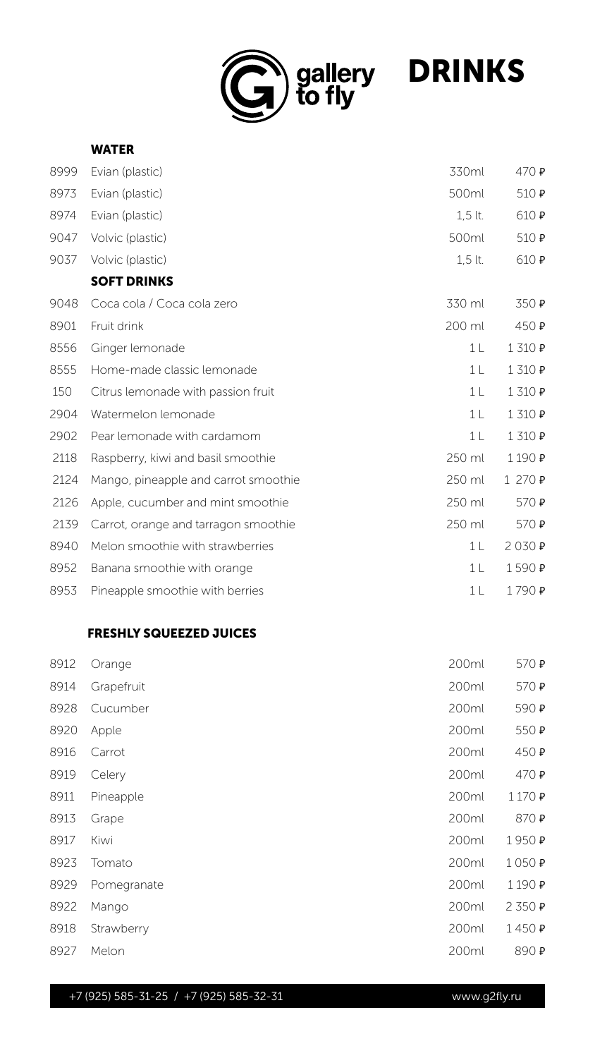# DRINKS

## WATER

| | | | |
|---|---|---|---|
| 8999 | Evian (plastic) | 330ml | 470 ₽ |
| 8973 | Evian (plastic) | 500ml | 510 ₽ |
| 8974 | Evian (plastic) | 1,5 lt. | 610 ₽ |
| 9047 | Volvic (plastic) | 500ml | 510 ₽ |
| 9037 | Volvic (plastic) | 1,5 lt. | 610 ₽ |

## SOFT DRINKS

| | | | |
|---|---|---|---|
| 9048 | Coca cola / Coca cola zero | 330 ml | 350 ₽ |
| 8901 | Fruit drink | 200 ml | 450 ₽ |
| 8556 | Ginger lemonade | 1 L | 1 310 ₽ |
| 8555 | Home-made classic lemonade | 1 L | 1 310 ₽ |
| 150 | Citrus lemonade with passion fruit | 1 L | 1 310 ₽ |
| 2904 | Watermelon lemonade | 1 L | 1 310 ₽ |
| 2902 | Pear lemonade with cardamom | 1 L | 1 310 ₽ |
| 2118 | Raspberry, kiwi and basil smoothie | 250 ml | 1 190 ₽ |
| 2124 | Mango, pineapple and carrot smoothie | 250 ml | 1 270 ₽ |
| 2126 | Apple, cucumber and mint smoothie | 250 ml | 570 ₽ |
| 2139 | Carrot, orange and tarragon smoothie | 250 ml | 570 ₽ |
| 8940 | Melon smoothie with strawberries | 1 L | 2 030 ₽ |
| 8952 | Banana smoothie with orange | 1 L | 1 590 ₽ |
| 8953 | Pineapple smoothie with berries | 1 L | 1 790 ₽ |

## FRESHLY SQUEEZED JUICES

| | | | |
|---|---|---|---|
| 8912 | Orange | 200ml | 570 ₽ |
| 8914 | Grapefruit | 200ml | 570 ₽ |
| 8928 | Cucumber | 200ml | 590 ₽ |
| 8920 | Apple | 200ml | 550 ₽ |
| 8916 | Carrot | 200ml | 450 ₽ |
| 8919 | Celery | 200ml | 470 ₽ |
| 8911 | Pineapple | 200ml | 1 170 ₽ |
| 8913 | Grape | 200ml | 870 ₽ |
| 8917 | Kiwi | 200ml | 1 950 ₽ |
| 8923 | Tomato | 200ml | 1 050 ₽ |
| 8929 | Pomegranate | 200ml | 1 190 ₽ |
| 8922 | Mango | 200ml | 2 350 ₽ |
| 8918 | Strawberry | 200ml | 1 450 ₽ |
| 8927 | Melon | 200ml | 890 ₽ |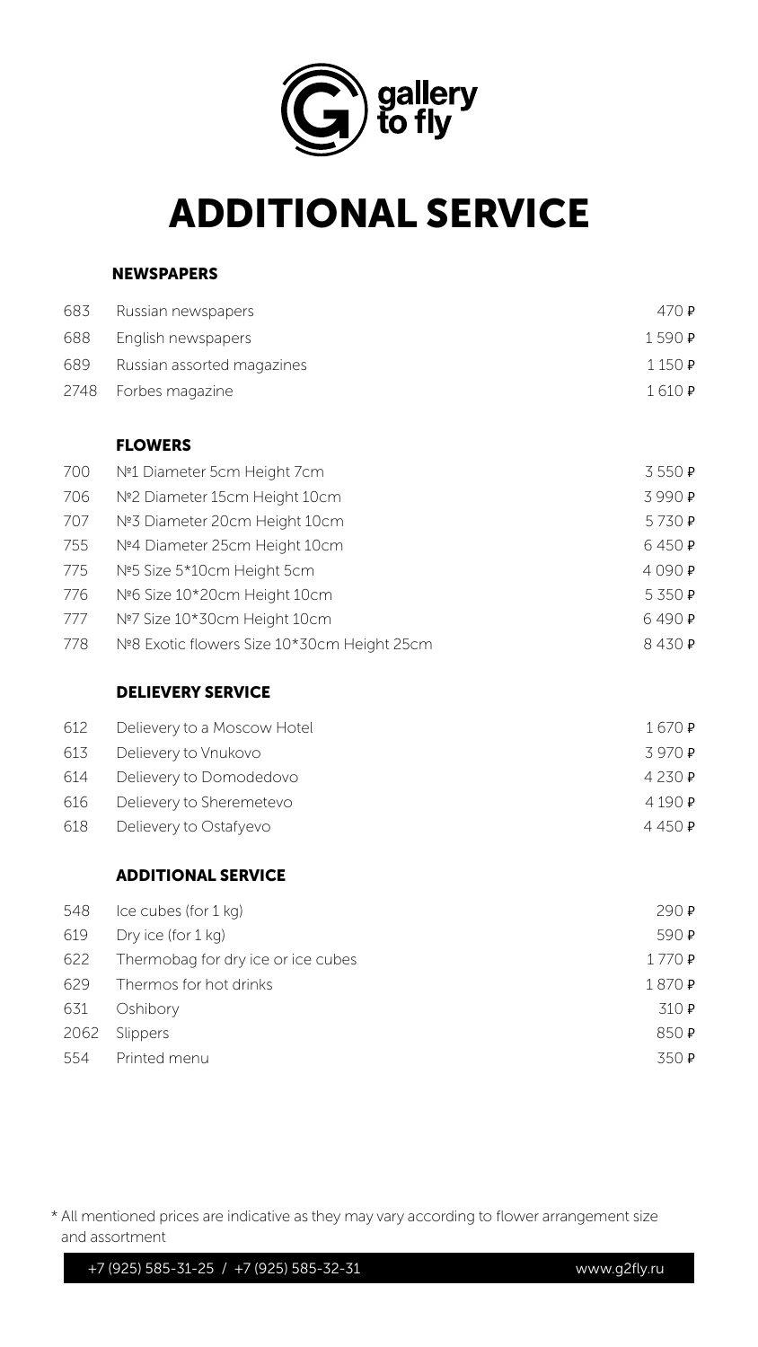gallery to fly

# ADDITIONAL SERVICE

## NEWSPAPERS

| | | |
|---|---|---|
| 683 | Russian newspapers | 470 ₽ |
| 688 | English newspapers | 1 590 ₽ |
| 689 | Russian assorted magazines | 1 150 ₽ |
| 2748 | Forbes magazine | 1 610 ₽ |

## FLOWERS

| | | |
|---|---|---|
| 700 | №1 Diameter 5cm Height 7cm | 3 550 ₽ |
| 706 | №2 Diameter 15cm Height 10cm | 3 990 ₽ |
| 707 | №3 Diameter 20cm Height 10cm | 5 730 ₽ |
| 755 | №4 Diameter 25cm Height 10cm | 6 450 ₽ |
| 775 | №5 Size 5*10cm Height 5cm | 4 090 ₽ |
| 776 | №6 Size 10*20cm Height 10cm | 5 350 ₽ |
| 777 | №7 Size 10*30cm Height 10cm | 6 490 ₽ |
| 778 | №8 Exotic flowers Size 10*30cm Height 25cm | 8 430 ₽ |

## DELIEVERY SERVICE

| | | |
|---|---|---|
| 612 | Delievery to a Moscow Hotel | 1 670 ₽ |
| 613 | Delievery to Vnukovo | 3 970 ₽ |
| 614 | Delievery to Domodedovo | 4 230 ₽ |
| 616 | Delievery to Sheremetevo | 4 190 ₽ |
| 618 | Delievery to Ostafyevo | 4 450 ₽ |

## ADDITIONAL SERVICE

| | | |
|---|---|---|
| 548 | Ice cubes (for 1 kg) | 290 ₽ |
| 619 | Dry ice (for 1 kg) | 590 ₽ |
| 622 | Thermobag for dry ice or ice cubes | 1 770 ₽ |
| 629 | Thermos for hot drinks | 1 870 ₽ |
| 631 | Oshibory | 310 ₽ |
| 2062 | Slippers | 850 ₽ |
| 554 | Printed menu | 350 ₽ |

* All mentioned prices are indicative as they may vary according to flower arrangement size and assortment

+7 (925) 585-31-25 / +7 (925) 585-32-31 www.g2fly.ru